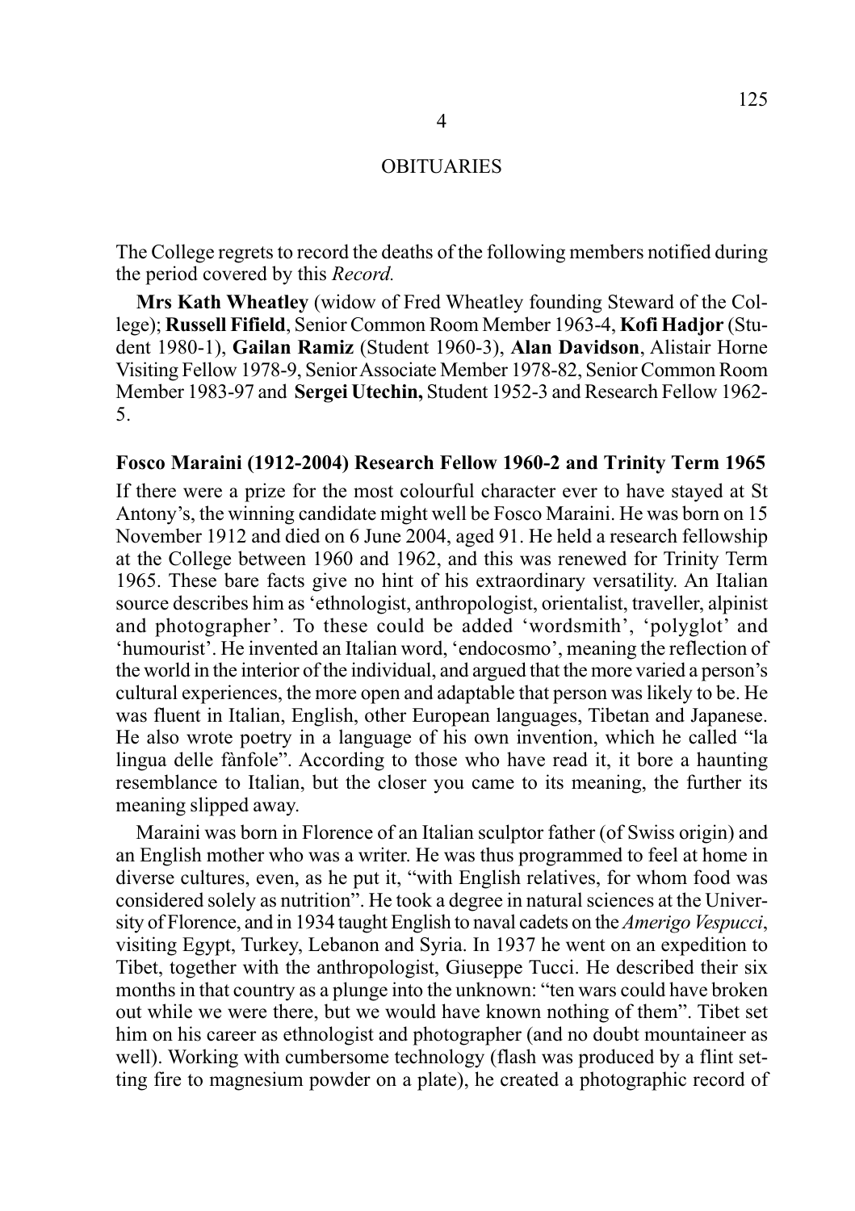# 4

# OBITUARIES

The College regrets to record the deaths of the following members notified during the period covered by this *Record.*

**Mrs Kath Wheatley** (widow of Fred Wheatley founding Steward of the College); **Russell Fifield**, Senior Common Room Member 1963-4, **Kofi Hadjor** (Student 1980-1), **Gailan Ramiz** (Student 1960-3), **Alan Davidson**, Alistair Horne Visiting Fellow 1978-9, Senior Associate Member 1978-82, Senior Common Room Member 1983-97 and **Sergei Utechin,** Student 1952-3 and Research Fellow 1962-5.

## Fosco Maraini (1912-2004) Research Fellow 1960-2 and Trinity Term 1965

If there were a prize for the most colourful character ever to have stayed at St Antony's, the winning candidate might well be Fosco Maraini. He was born on 15 November 1912 and died on 6 June 2004, aged 91. He held a research fellowship at the College between 1960 and 1962, and this was renewed for Trinity Term 1965. These bare facts give no hint of his extraordinary versatility. An Italian source describes him as 'ethnologist, anthropologist, orientalist, traveller, alpinist and photographer'. To these could be added 'wordsmith', 'polyglot' and 'humourist'. He invented an Italian word, 'endocosmo', meaning the reflection of the world in the interior of the individual, and argued that the more varied a person's cultural experiences, the more open and adaptable that person was likely to be. He was fluent in Italian, English, other European languages, Tibetan and Japanese. He also wrote poetry in a language of his own invention, which he called "la lingua delle fànfole". According to those who have read it, it bore a haunting resemblance to Italian, but the closer you came to its meaning, the further its meaning slipped away.

Maraini was born in Florence of an Italian sculptor father (of Swiss origin) and an English mother who was a writer. He was thus programmed to feel at home in diverse cultures, even, as he put it, "with English relatives, for whom food was considered solely as nutrition". He took a degree in natural sciences at the University of Florence, and in 1934 taught English to naval cadets on the *Amerigo Vespucci*, visiting Egypt, Turkey, Lebanon and Syria. In 1937 he went on an expedition to Tibet, together with the anthropologist, Giuseppe Tucci. He described their six months in that country as a plunge into the unknown: "ten wars could have broken out while we were there, but we would have known nothing of them". Tibet set him on his career as ethnologist and photographer (and no doubt mountaineer as well). Working with cumbersome technology (flash was produced by a flint setting fire to magnesium powder on a plate), he created a photographic record of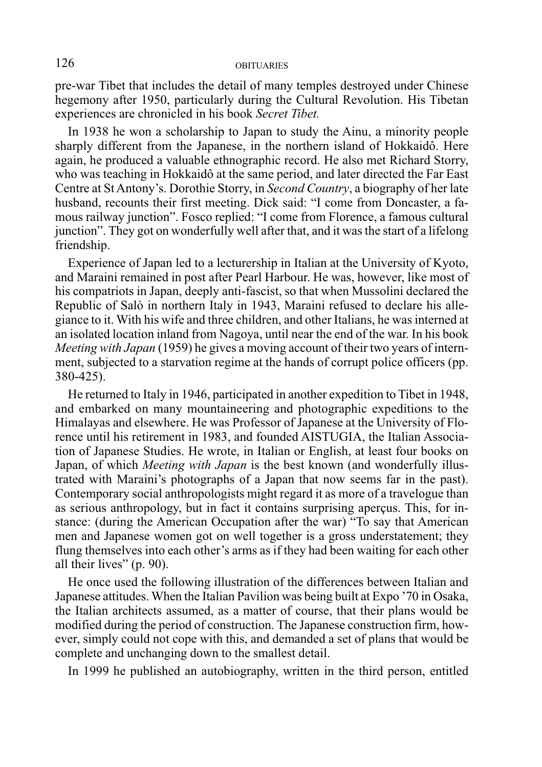pre-war Tibet that includes the detail of many temples destroyed under Chinese hegemony after 1950, particularly during the Cultural Revolution. His Tibetan experiences are chronicled in his book *Secret Tibet.*

In 1938 he won a scholarship to Japan to study the Ainu, a minority people sharply different from the Japanese, in the northern island of Hokkaidô. Here again, he produced a valuable ethnographic record. He also met Richard Storry, who was teaching in Hokkaidô at the same period, and later directed the Far East Centre at St Antony's. Dorothie Storry, in *Second Country*, a biography of her late husband, recounts their first meeting. Dick said: "I come from Doncaster, a famous railway junction". Fosco replied: "I come from Florence, a famous cultural junction". They got on wonderfully well after that, and it was the start of a lifelong friendship.

Experience of Japan led to a lecturership in Italian at the University of Kyoto, and Maraini remained in post after Pearl Harbour. He was, however, like most of his compatriots in Japan, deeply anti-fascist, so that when Mussolini declared the Republic of Salò in northern Italy in 1943, Maraini refused to declare his allegiance to it. With his wife and three children, and other Italians, he was interned at an isolated location inland from Nagoya, until near the end of the war. In his book *Meeting with Japan* (1959) he gives a moving account of their two years of internment, subjected to a starvation regime at the hands of corrupt police officers (pp. 380-425).

He returned to Italy in 1946, participated in another expedition to Tibet in 1948, and embarked on many mountaineering and photographic expeditions to the Himalayas and elsewhere. He was Professor of Japanese at the University of Florence until his retirement in 1983, and founded AISTUGIA, the Italian Association of Japanese Studies. He wrote, in Italian or English, at least four books on Japan, of which *Meeting with Japan* is the best known (and wonderfully illustrated with Maraini's photographs of a Japan that now seems far in the past). Contemporary social anthropologists might regard it as more of a travelogue than as serious anthropology, but in fact it contains surprising aperçus. This, for instance: (during the American Occupation after the war) "To say that American men and Japanese women got on well together is a gross understatement; they flung themselves into each other's arms as if they had been waiting for each other all their lives" (p. 90).

He once used the following illustration of the differences between Italian and Japanese attitudes. When the Italian Pavilion was being built at Expo '70 in Osaka, the Italian architects assumed, as a matter of course, that their plans would be modified during the period of construction. The Japanese construction firm, however, simply could not cope with this, and demanded a set of plans that would be complete and unchanging down to the smallest detail.

In 1999 he published an autobiography, written in the third person, entitled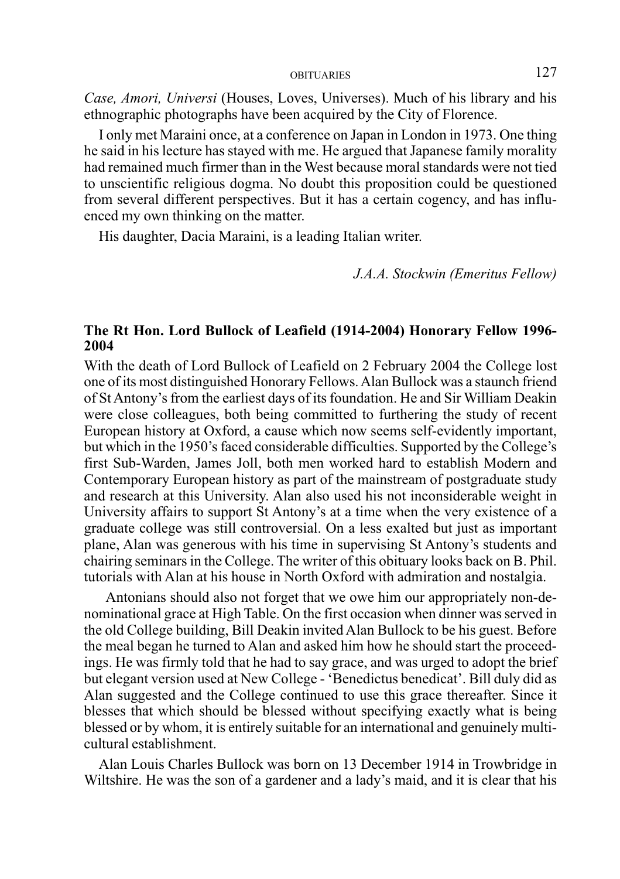*Case, Amori, Universi* (Houses, Loves, Universes). Much of his library and his ethnographic photographs have been acquired by the City of Florence.

I only met Maraini once, at a conference on Japan in London in 1973. One thing he said in his lecture has stayed with me. He argued that Japanese family morality had remained much firmer than in the West because moral standards were not tied to unscientific religious dogma. No doubt this proposition could be questioned from several different perspectives. But it has a certain cogency, and has influenced my own thinking on the matter.

His daughter, Dacia Maraini, is a leading Italian writer.

*J.A.A. Stockwin (Emeritus Fellow)*

**The Rt Hon. Lord Bullock of Leafield (1914-2004) Honorary Fellow 1996-2004**

With the death of Lord Bullock of Leafield on 2 February 2004 the College lost one of its most distinguished Honorary Fellows. Alan Bullock was a staunch friend of St Antony's from the earliest days of its foundation. He and Sir William Deakin were close colleagues, both being committed to furthering the study of recent European history at Oxford, a cause which now seems self-evidently important, but which in the 1950's faced considerable difficulties. Supported by the College's first Sub-Warden, James Joll, both men worked hard to establish Modern and Contemporary European history as part of the mainstream of postgraduate study and research at this University. Alan also used his not inconsiderable weight in University affairs to support St Antony's at a time when the very existence of a graduate college was still controversial. On a less exalted but just as important plane, Alan was generous with his time in supervising St Antony's students and chairing seminars in the College. The writer of this obituary looks back on B. Phil. tutorials with Alan at his house in North Oxford with admiration and nostalgia.

Antonians should also not forget that we owe him our appropriately non-denominational grace at High Table. On the first occasion when dinner was served in the old College building, Bill Deakin invited Alan Bullock to be his guest. Before the meal began he turned to Alan and asked him how he should start the proceedings. He was firmly told that he had to say grace, and was urged to adopt the brief but elegant version used at New College - 'Benedictus benedicat'. Bill duly did as Alan suggested and the College continued to use this grace thereafter. Since it blesses that which should be blessed without specifying exactly what is being blessed or by whom, it is entirely suitable for an international and genuinely multi-cultural establishment.

Alan Louis Charles Bullock was born on 13 December 1914 in Trowbridge in Wiltshire. He was the son of a gardener and a lady's maid, and it is clear that his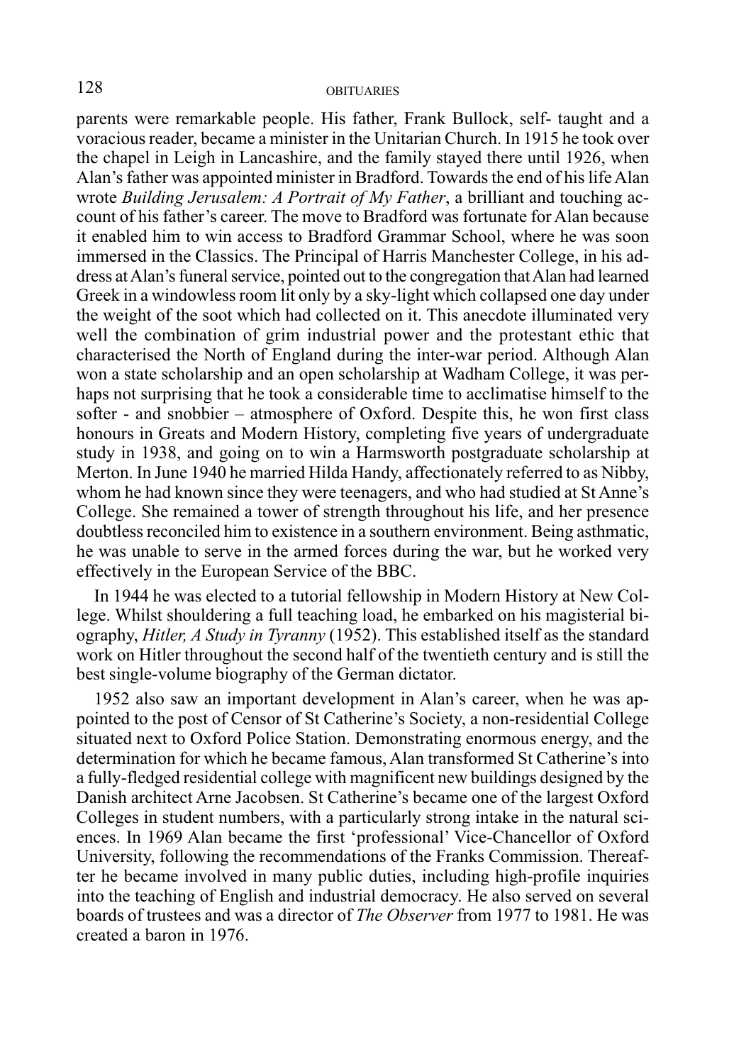parents were remarkable people. His father, Frank Bullock, self- taught and a voracious reader, became a minister in the Unitarian Church. In 1915 he took over the chapel in Leigh in Lancashire, and the family stayed there until 1926, when Alan's father was appointed minister in Bradford. Towards the end of his life Alan wrote *Building Jerusalem: A Portrait of My Father*, a brilliant and touching account of his father's career. The move to Bradford was fortunate for Alan because it enabled him to win access to Bradford Grammar School, where he was soon immersed in the Classics. The Principal of Harris Manchester College, in his address at Alan's funeral service, pointed out to the congregation that Alan had learned Greek in a windowless room lit only by a sky-light which collapsed one day under the weight of the soot which had collected on it. This anecdote illuminated very well the combination of grim industrial power and the protestant ethic that characterised the North of England during the inter-war period. Although Alan won a state scholarship and an open scholarship at Wadham College, it was perhaps not surprising that he took a considerable time to acclimatise himself to the softer - and snobbier – atmosphere of Oxford. Despite this, he won first class honours in Greats and Modern History, completing five years of undergraduate study in 1938, and going on to win a Harmsworth postgraduate scholarship at Merton. In June 1940 he married Hilda Handy, affectionately referred to as Nibby, whom he had known since they were teenagers, and who had studied at St Anne's College. She remained a tower of strength throughout his life, and her presence doubtless reconciled him to existence in a southern environment. Being asthmatic, he was unable to serve in the armed forces during the war, but he worked very effectively in the European Service of the BBC.

In 1944 he was elected to a tutorial fellowship in Modern History at New College. Whilst shouldering a full teaching load, he embarked on his magisterial biography, *Hitler, A Study in Tyranny* (1952). This established itself as the standard work on Hitler throughout the second half of the twentieth century and is still the best single-volume biography of the German dictator.

1952 also saw an important development in Alan's career, when he was appointed to the post of Censor of St Catherine's Society, a non-residential College situated next to Oxford Police Station. Demonstrating enormous energy, and the determination for which he became famous, Alan transformed St Catherine's into a fully-fledged residential college with magnificent new buildings designed by the Danish architect Arne Jacobsen. St Catherine's became one of the largest Oxford Colleges in student numbers, with a particularly strong intake in the natural sciences. In 1969 Alan became the first 'professional' Vice-Chancellor of Oxford University, following the recommendations of the Franks Commission. Thereafter he became involved in many public duties, including high-profile inquiries into the teaching of English and industrial democracy. He also served on several boards of trustees and was a director of *The Observer* from 1977 to 1981. He was created a baron in 1976.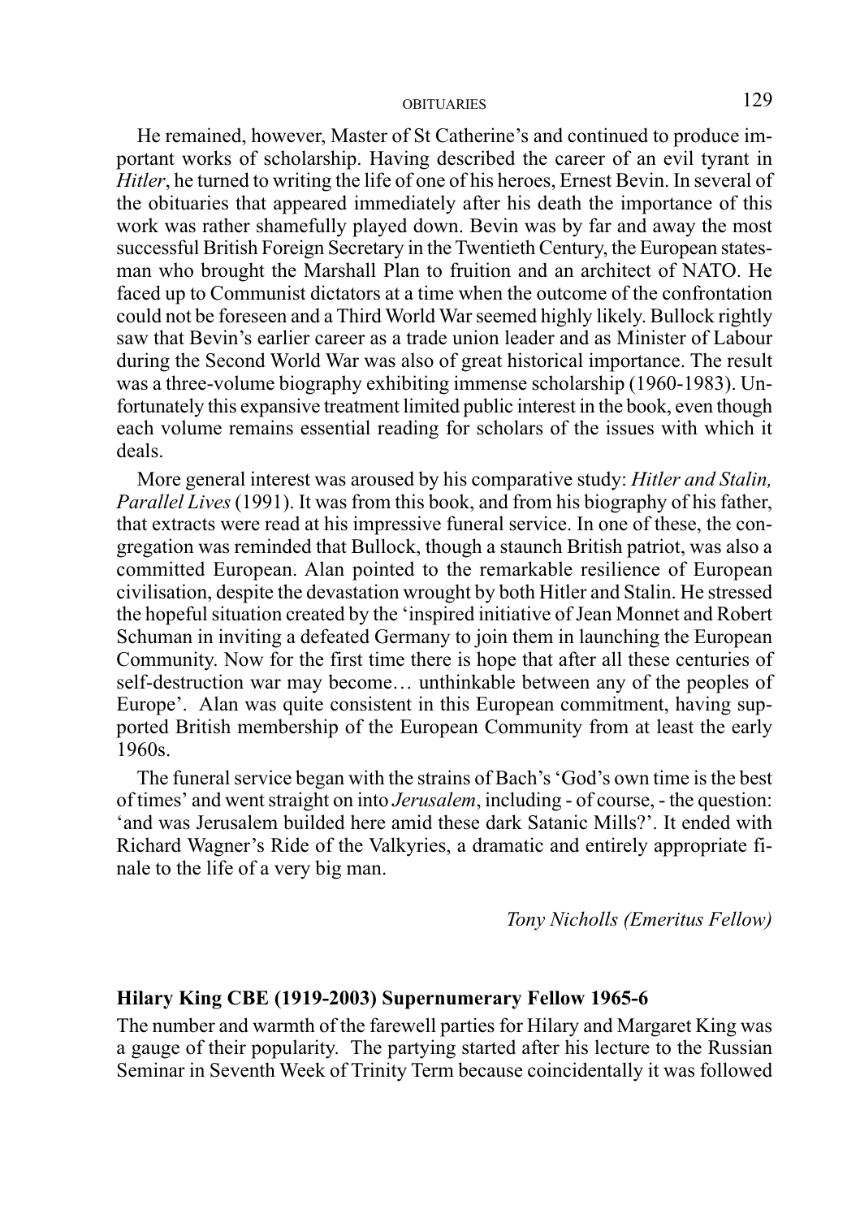He remained, however, Master of St Catherine's and continued to produce important works of scholarship. Having described the career of an evil tyrant in *Hitler*, he turned to writing the life of one of his heroes, Ernest Bevin. In several of the obituaries that appeared immediately after his death the importance of this work was rather shamefully played down. Bevin was by far and away the most successful British Foreign Secretary in the Twentieth Century, the European statesman who brought the Marshall Plan to fruition and an architect of NATO. He faced up to Communist dictators at a time when the outcome of the confrontation could not be foreseen and a Third World War seemed highly likely. Bullock rightly saw that Bevin's earlier career as a trade union leader and as Minister of Labour during the Second World War was also of great historical importance. The result was a three-volume biography exhibiting immense scholarship (1960-1983). Unfortunately this expansive treatment limited public interest in the book, even though each volume remains essential reading for scholars of the issues with which it deals.

More general interest was aroused by his comparative study: *Hitler and Stalin, Parallel Lives* (1991). It was from this book, and from his biography of his father, that extracts were read at his impressive funeral service. In one of these, the congregation was reminded that Bullock, though a staunch British patriot, was also a committed European. Alan pointed to the remarkable resilience of European civilisation, despite the devastation wrought by both Hitler and Stalin. He stressed the hopeful situation created by the 'inspired initiative of Jean Monnet and Robert Schuman in inviting a defeated Germany to join them in launching the European Community. Now for the first time there is hope that after all these centuries of self-destruction war may become… unthinkable between any of the peoples of Europe'. Alan was quite consistent in this European commitment, having supported British membership of the European Community from at least the early 1960s.

The funeral service began with the strains of Bach's 'God's own time is the best of times' and went straight on into *Jerusalem*, including - of course, - the question: 'and was Jerusalem builded here amid these dark Satanic Mills?'. It ended with Richard Wagner's Ride of the Valkyries, a dramatic and entirely appropriate finale to the life of a very big man.

*Tony Nicholls (Emeritus Fellow)*

**Hilary King CBE (1919-2003) Supernumerary Fellow 1965-6**

The number and warmth of the farewell parties for Hilary and Margaret King was a gauge of their popularity. The partying started after his lecture to the Russian Seminar in Seventh Week of Trinity Term because coincidentally it was followed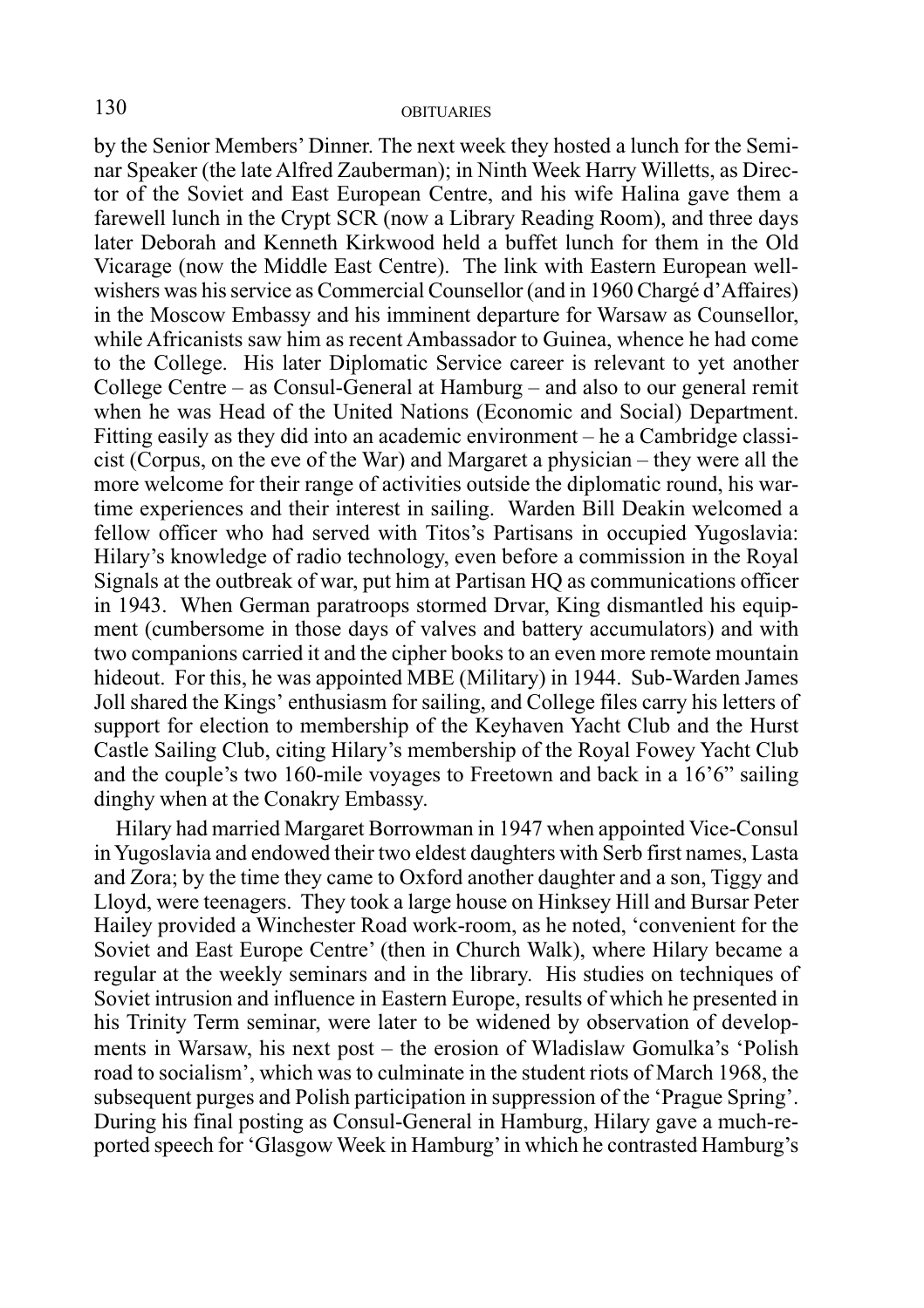by the Senior Members' Dinner. The next week they hosted a lunch for the Seminar Speaker (the late Alfred Zauberman); in Ninth Week Harry Willetts, as Director of the Soviet and East European Centre, and his wife Halina gave them a farewell lunch in the Crypt SCR (now a Library Reading Room), and three days later Deborah and Kenneth Kirkwood held a buffet lunch for them in the Old Vicarage (now the Middle East Centre). The link with Eastern European well-wishers was his service as Commercial Counsellor (and in 1960 Chargé d'Affaires) in the Moscow Embassy and his imminent departure for Warsaw as Counsellor, while Africanists saw him as recent Ambassador to Guinea, whence he had come to the College. His later Diplomatic Service career is relevant to yet another College Centre – as Consul-General at Hamburg – and also to our general remit when he was Head of the United Nations (Economic and Social) Department. Fitting easily as they did into an academic environment – he a Cambridge classicist (Corpus, on the eve of the War) and Margaret a physician – they were all the more welcome for their range of activities outside the diplomatic round, his wartime experiences and their interest in sailing. Warden Bill Deakin welcomed a fellow officer who had served with Titos's Partisans in occupied Yugoslavia: Hilary's knowledge of radio technology, even before a commission in the Royal Signals at the outbreak of war, put him at Partisan HQ as communications officer in 1943. When German paratroops stormed Drvar, King dismantled his equipment (cumbersome in those days of valves and battery accumulators) and with two companions carried it and the cipher books to an even more remote mountain hideout. For this, he was appointed MBE (Military) in 1944. Sub-Warden James Joll shared the Kings' enthusiasm for sailing, and College files carry his letters of support for election to membership of the Keyhaven Yacht Club and the Hurst Castle Sailing Club, citing Hilary's membership of the Royal Fowey Yacht Club and the couple's two 160-mile voyages to Freetown and back in a 16'6" sailing dinghy when at the Conakry Embassy.

Hilary had married Margaret Borrowman in 1947 when appointed Vice-Consul in Yugoslavia and endowed their two eldest daughters with Serb first names, Lasta and Zora; by the time they came to Oxford another daughter and a son, Tiggy and Lloyd, were teenagers. They took a large house on Hinksey Hill and Bursar Peter Hailey provided a Winchester Road work-room, as he noted, 'convenient for the Soviet and East Europe Centre' (then in Church Walk), where Hilary became a regular at the weekly seminars and in the library. His studies on techniques of Soviet intrusion and influence in Eastern Europe, results of which he presented in his Trinity Term seminar, were later to be widened by observation of developments in Warsaw, his next post – the erosion of Wladislaw Gomulka's 'Polish road to socialism', which was to culminate in the student riots of March 1968, the subsequent purges and Polish participation in suppression of the 'Prague Spring'. During his final posting as Consul-General in Hamburg, Hilary gave a much-reported speech for 'Glasgow Week in Hamburg' in which he contrasted Hamburg's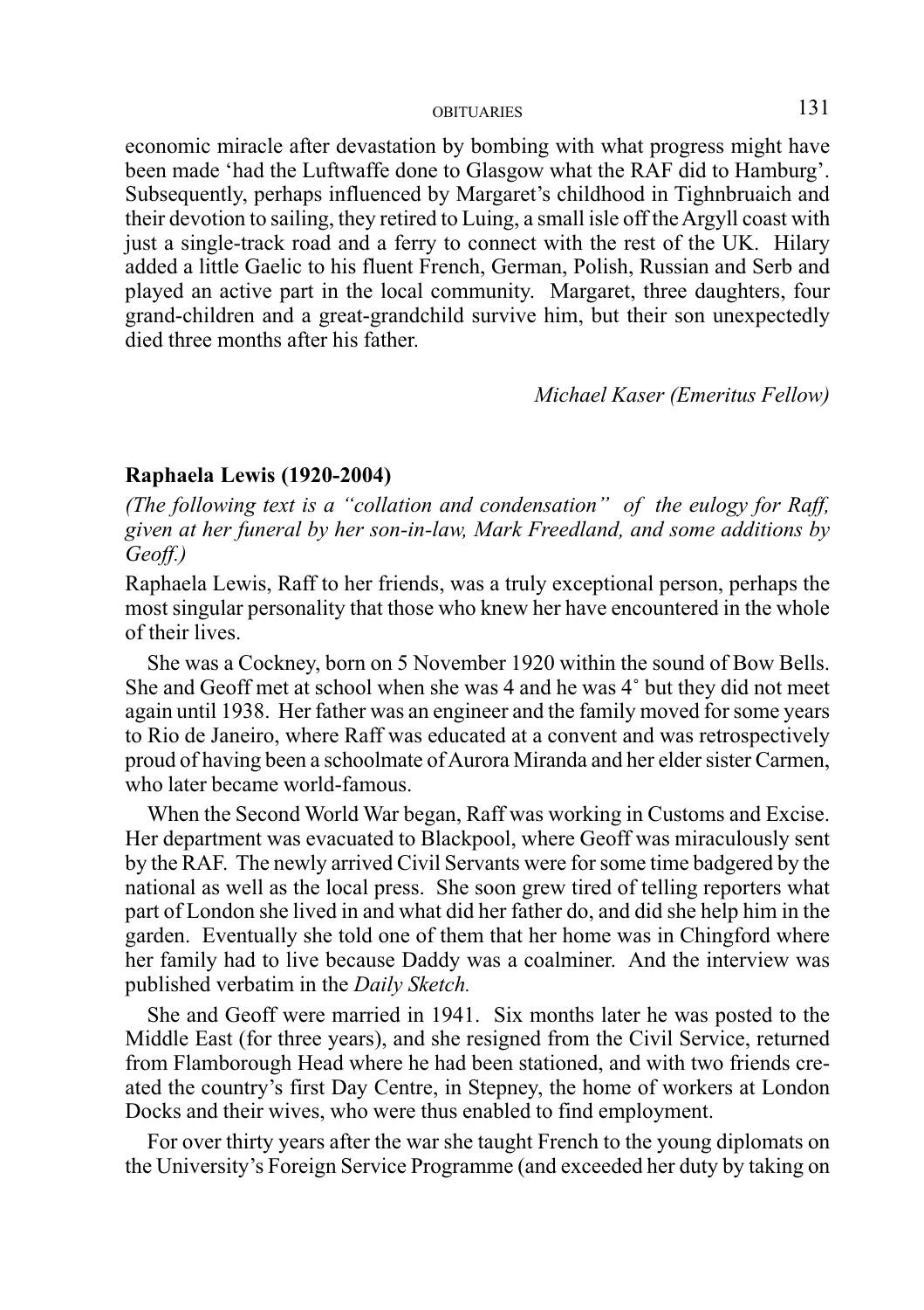economic miracle after devastation by bombing with what progress might have been made 'had the Luftwaffe done to Glasgow what the RAF did to Hamburg'. Subsequently, perhaps influenced by Margaret's childhood in Tighnbruaich and their devotion to sailing, they retired to Luing, a small isle off the Argyll coast with just a single-track road and a ferry to connect with the rest of the UK. Hilary added a little Gaelic to his fluent French, German, Polish, Russian and Serb and played an active part in the local community. Margaret, three daughters, four grand-children and a great-grandchild survive him, but their son unexpectedly died three months after his father.

*Michael Kaser (Emeritus Fellow)*

**Raphaela Lewis (1920-2004)**

*(The following text is a "collation and condensation" of the eulogy for Raff, given at her funeral by her son-in-law, Mark Freedland, and some additions by Geoff.)*

Raphaela Lewis, Raff to her friends, was a truly exceptional person, perhaps the most singular personality that those who knew her have encountered in the whole of their lives.

She was a Cockney, born on 5 November 1920 within the sound of Bow Bells. She and Geoff met at school when she was 4 and he was 4˚ but they did not meet again until 1938. Her father was an engineer and the family moved for some years to Rio de Janeiro, where Raff was educated at a convent and was retrospectively proud of having been a schoolmate of Aurora Miranda and her elder sister Carmen, who later became world-famous.

When the Second World War began, Raff was working in Customs and Excise. Her department was evacuated to Blackpool, where Geoff was miraculously sent by the RAF. The newly arrived Civil Servants were for some time badgered by the national as well as the local press. She soon grew tired of telling reporters what part of London she lived in and what did her father do, and did she help him in the garden. Eventually she told one of them that her home was in Chingford where her family had to live because Daddy was a coalminer. And the interview was published verbatim in the *Daily Sketch.*

She and Geoff were married in 1941. Six months later he was posted to the Middle East (for three years), and she resigned from the Civil Service, returned from Flamborough Head where he had been stationed, and with two friends created the country's first Day Centre, in Stepney, the home of workers at London Docks and their wives, who were thus enabled to find employment.

For over thirty years after the war she taught French to the young diplomats on the University's Foreign Service Programme (and exceeded her duty by taking on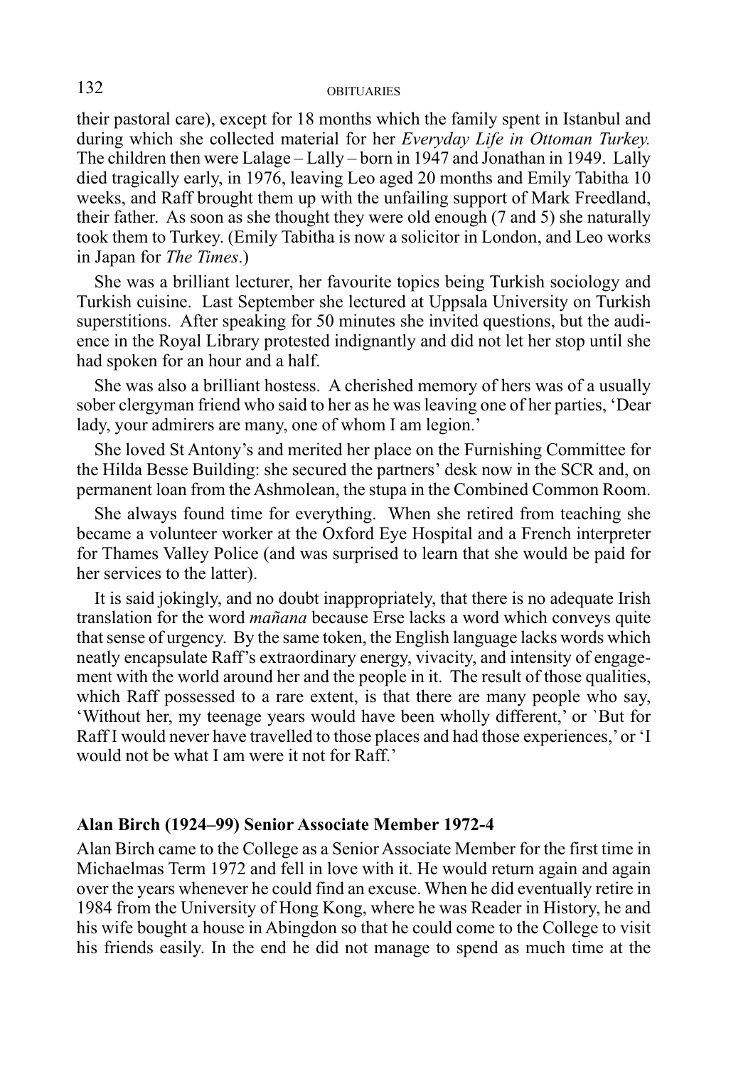their pastoral care), except for 18 months which the family spent in Istanbul and during which she collected material for her *Everyday Life in Ottoman Turkey.* The children then were Lalage – Lally – born in 1947 and Jonathan in 1949. Lally died tragically early, in 1976, leaving Leo aged 20 months and Emily Tabitha 10 weeks, and Raff brought them up with the unfailing support of Mark Freedland, their father. As soon as she thought they were old enough (7 and 5) she naturally took them to Turkey. (Emily Tabitha is now a solicitor in London, and Leo works in Japan for *The Times*.)

She was a brilliant lecturer, her favourite topics being Turkish sociology and Turkish cuisine. Last September she lectured at Uppsala University on Turkish superstitions. After speaking for 50 minutes she invited questions, but the audience in the Royal Library protested indignantly and did not let her stop until she had spoken for an hour and a half.

She was also a brilliant hostess. A cherished memory of hers was of a usually sober clergyman friend who said to her as he was leaving one of her parties, 'Dear lady, your admirers are many, one of whom I am legion.'

She loved St Antony's and merited her place on the Furnishing Committee for the Hilda Besse Building: she secured the partners' desk now in the SCR and, on permanent loan from the Ashmolean, the stupa in the Combined Common Room.

She always found time for everything. When she retired from teaching she became a volunteer worker at the Oxford Eye Hospital and a French interpreter for Thames Valley Police (and was surprised to learn that she would be paid for her services to the latter).

It is said jokingly, and no doubt inappropriately, that there is no adequate Irish translation for the word *mañana* because Erse lacks a word which conveys quite that sense of urgency. By the same token, the English language lacks words which neatly encapsulate Raff's extraordinary energy, vivacity, and intensity of engagement with the world around her and the people in it. The result of those qualities, which Raff possessed to a rare extent, is that there are many people who say, 'Without her, my teenage years would have been wholly different,' or `But for Raff I would never have travelled to those places and had those experiences,' or 'I would not be what I am were it not for Raff.'

**Alan Birch (1924–99) Senior Associate Member 1972-4**

Alan Birch came to the College as a Senior Associate Member for the first time in Michaelmas Term 1972 and fell in love with it. He would return again and again over the years whenever he could find an excuse. When he did eventually retire in 1984 from the University of Hong Kong, where he was Reader in History, he and his wife bought a house in Abingdon so that he could come to the College to visit his friends easily. In the end he did not manage to spend as much time at the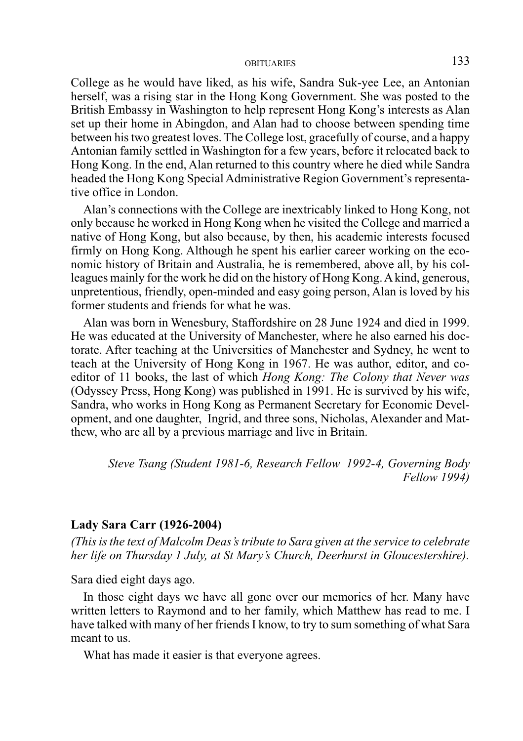College as he would have liked, as his wife, Sandra Suk-yee Lee, an Antonian herself, was a rising star in the Hong Kong Government. She was posted to the British Embassy in Washington to help represent Hong Kong's interests as Alan set up their home in Abingdon, and Alan had to choose between spending time between his two greatest loves. The College lost, gracefully of course, and a happy Antonian family settled in Washington for a few years, before it relocated back to Hong Kong. In the end, Alan returned to this country where he died while Sandra headed the Hong Kong Special Administrative Region Government's representative office in London.

Alan's connections with the College are inextricably linked to Hong Kong, not only because he worked in Hong Kong when he visited the College and married a native of Hong Kong, but also because, by then, his academic interests focused firmly on Hong Kong. Although he spent his earlier career working on the economic history of Britain and Australia, he is remembered, above all, by his colleagues mainly for the work he did on the history of Hong Kong. A kind, generous, unpretentious, friendly, open-minded and easy going person, Alan is loved by his former students and friends for what he was.

Alan was born in Wenesbury, Staffordshire on 28 June 1924 and died in 1999. He was educated at the University of Manchester, where he also earned his doctorate. After teaching at the Universities of Manchester and Sydney, he went to teach at the University of Hong Kong in 1967. He was author, editor, and co-editor of 11 books, the last of which *Hong Kong: The Colony that Never was* (Odyssey Press, Hong Kong) was published in 1991. He is survived by his wife, Sandra, who works in Hong Kong as Permanent Secretary for Economic Development, and one daughter, Ingrid, and three sons, Nicholas, Alexander and Matthew, who are all by a previous marriage and live in Britain.

*Steve Tsang (Student 1981-6, Research Fellow 1992-4, Governing Body Fellow 1994)*

### Lady Sara Carr (1926-2004)

*(This is the text of Malcolm Deas's tribute to Sara given at the service to celebrate her life on Thursday 1 July, at St Mary's Church, Deerhurst in Gloucestershire).*

Sara died eight days ago.

In those eight days we have all gone over our memories of her. Many have written letters to Raymond and to her family, which Matthew has read to me. I have talked with many of her friends I know, to try to sum something of what Sara meant to us.

What has made it easier is that everyone agrees.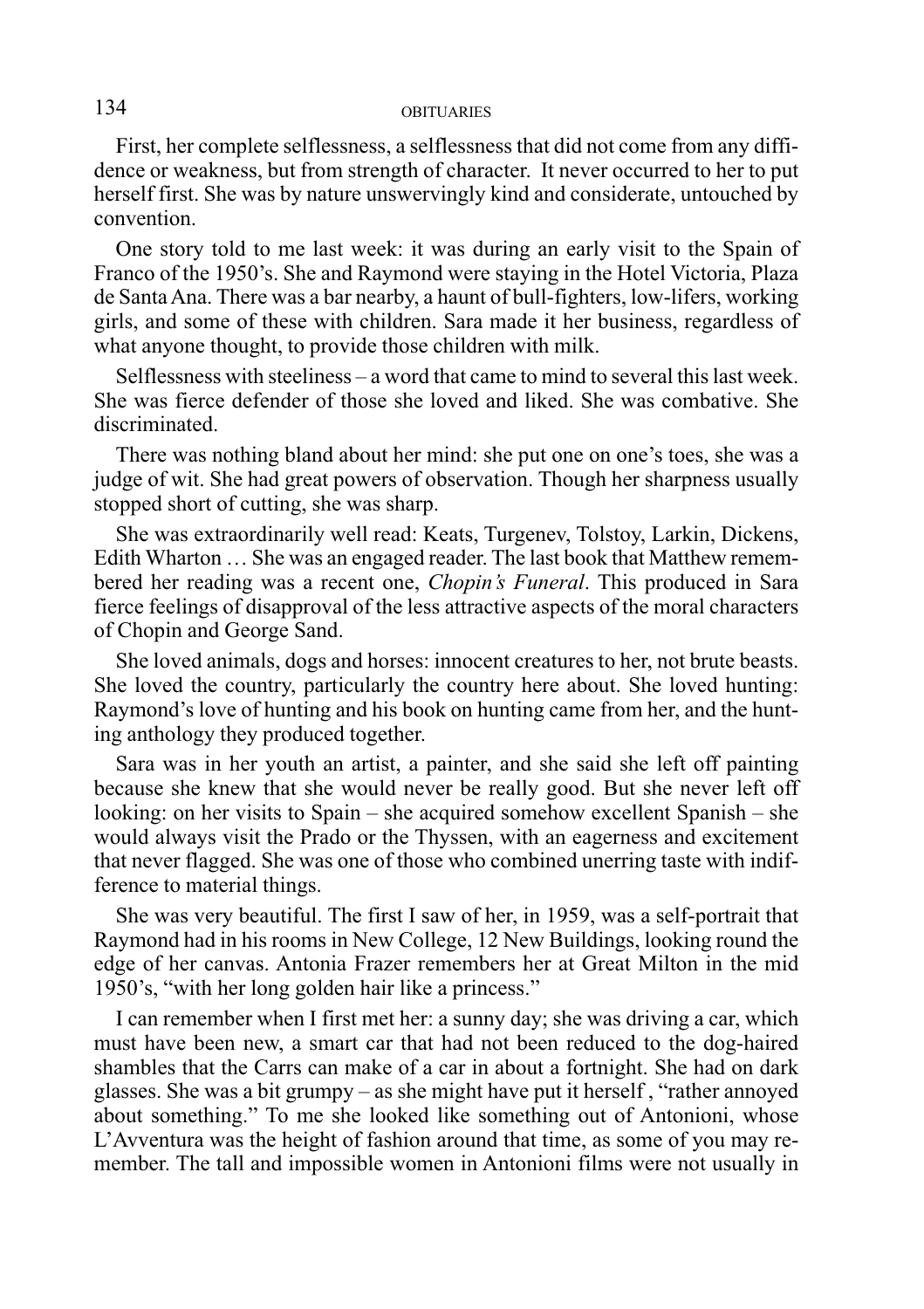First, her complete selflessness, a selflessness that did not come from any diffidence or weakness, but from strength of character. It never occurred to her to put herself first. She was by nature unswervingly kind and considerate, untouched by convention.

One story told to me last week: it was during an early visit to the Spain of Franco of the 1950's. She and Raymond were staying in the Hotel Victoria, Plaza de Santa Ana. There was a bar nearby, a haunt of bull-fighters, low-lifers, working girls, and some of these with children. Sara made it her business, regardless of what anyone thought, to provide those children with milk.

Selflessness with steeliness – a word that came to mind to several this last week. She was fierce defender of those she loved and liked. She was combative. She discriminated.

There was nothing bland about her mind: she put one on one's toes, she was a judge of wit. She had great powers of observation. Though her sharpness usually stopped short of cutting, she was sharp.

She was extraordinarily well read: Keats, Turgenev, Tolstoy, Larkin, Dickens, Edith Wharton … She was an engaged reader. The last book that Matthew remembered her reading was a recent one, *Chopin's Funeral*. This produced in Sara fierce feelings of disapproval of the less attractive aspects of the moral characters of Chopin and George Sand.

She loved animals, dogs and horses: innocent creatures to her, not brute beasts. She loved the country, particularly the country here about. She loved hunting: Raymond's love of hunting and his book on hunting came from her, and the hunting anthology they produced together.

Sara was in her youth an artist, a painter, and she said she left off painting because she knew that she would never be really good. But she never left off looking: on her visits to Spain – she acquired somehow excellent Spanish – she would always visit the Prado or the Thyssen, with an eagerness and excitement that never flagged. She was one of those who combined unerring taste with indifference to material things.

She was very beautiful. The first I saw of her, in 1959, was a self-portrait that Raymond had in his rooms in New College, 12 New Buildings, looking round the edge of her canvas. Antonia Frazer remembers her at Great Milton in the mid 1950's, "with her long golden hair like a princess."

I can remember when I first met her: a sunny day; she was driving a car, which must have been new, a smart car that had not been reduced to the dog-haired shambles that the Carrs can make of a car in about a fortnight. She had on dark glasses. She was a bit grumpy – as she might have put it herself , "rather annoyed about something." To me she looked like something out of Antonioni, whose L'Avventura was the height of fashion around that time, as some of you may remember. The tall and impossible women in Antonioni films were not usually in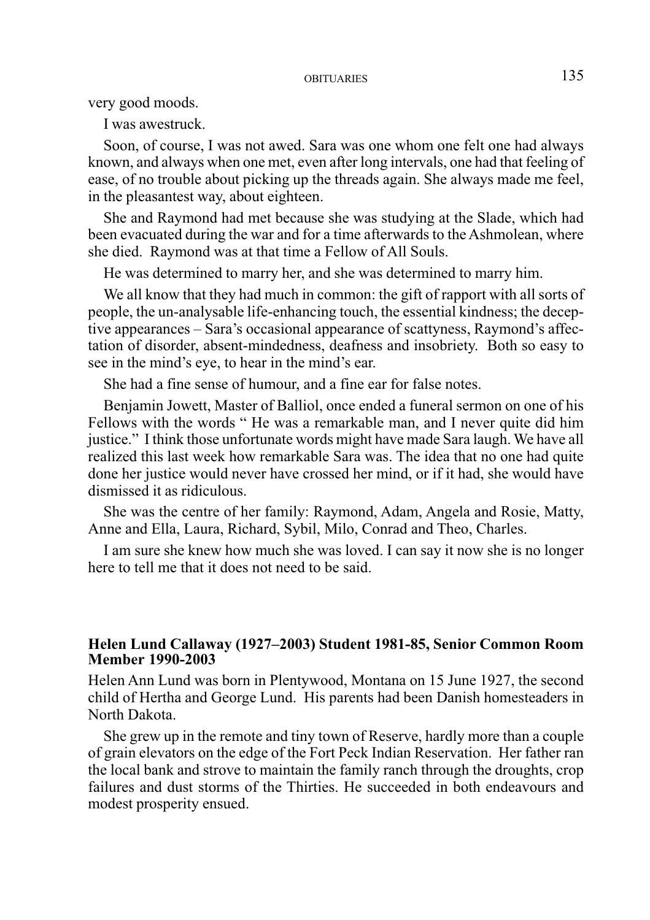very good moods.

I was awestruck.

Soon, of course, I was not awed. Sara was one whom one felt one had always known, and always when one met, even after long intervals, one had that feeling of ease, of no trouble about picking up the threads again. She always made me feel, in the pleasantest way, about eighteen.

She and Raymond had met because she was studying at the Slade, which had been evacuated during the war and for a time afterwards to the Ashmolean, where she died. Raymond was at that time a Fellow of All Souls.

He was determined to marry her, and she was determined to marry him.

We all know that they had much in common: the gift of rapport with all sorts of people, the un-analysable life-enhancing touch, the essential kindness; the deceptive appearances – Sara's occasional appearance of scattyness, Raymond's affectation of disorder, absent-mindedness, deafness and insobriety. Both so easy to see in the mind's eye, to hear in the mind's ear.

She had a fine sense of humour, and a fine ear for false notes.

Benjamin Jowett, Master of Balliol, once ended a funeral sermon on one of his Fellows with the words " He was a remarkable man, and I never quite did him justice." I think those unfortunate words might have made Sara laugh. We have all realized this last week how remarkable Sara was. The idea that no one had quite done her justice would never have crossed her mind, or if it had, she would have dismissed it as ridiculous.

She was the centre of her family: Raymond, Adam, Angela and Rosie, Matty, Anne and Ella, Laura, Richard, Sybil, Milo, Conrad and Theo, Charles.

I am sure she knew how much she was loved. I can say it now she is no longer here to tell me that it does not need to be said.

### Helen Lund Callaway (1927–2003) Student 1981-85, Senior Common Room Member 1990-2003

Helen Ann Lund was born in Plentywood, Montana on 15 June 1927, the second child of Hertha and George Lund. His parents had been Danish homesteaders in North Dakota.

She grew up in the remote and tiny town of Reserve, hardly more than a couple of grain elevators on the edge of the Fort Peck Indian Reservation. Her father ran the local bank and strove to maintain the family ranch through the droughts, crop failures and dust storms of the Thirties. He succeeded in both endeavours and modest prosperity ensued.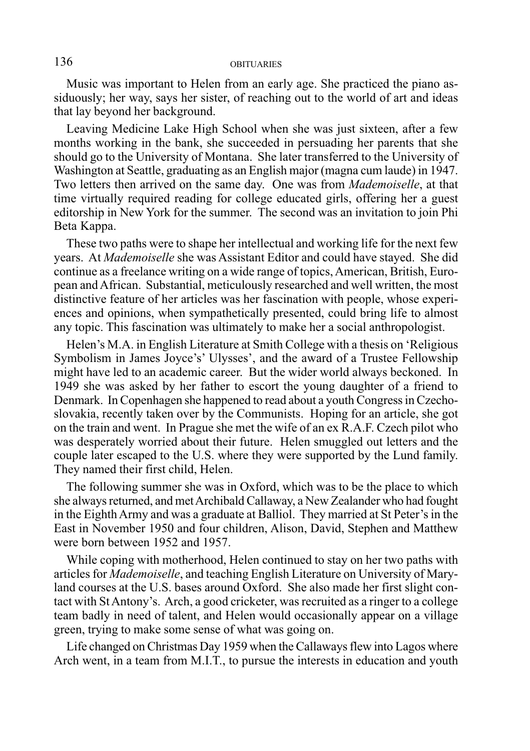Music was important to Helen from an early age. She practiced the piano assiduously; her way, says her sister, of reaching out to the world of art and ideas that lay beyond her background.

Leaving Medicine Lake High School when she was just sixteen, after a few months working in the bank, she succeeded in persuading her parents that she should go to the University of Montana. She later transferred to the University of Washington at Seattle, graduating as an English major (magna cum laude) in 1947. Two letters then arrived on the same day. One was from *Mademoiselle*, at that time virtually required reading for college educated girls, offering her a guest editorship in New York for the summer. The second was an invitation to join Phi Beta Kappa.

These two paths were to shape her intellectual and working life for the next few years. At *Mademoiselle* she was Assistant Editor and could have stayed. She did continue as a freelance writing on a wide range of topics, American, British, European and African. Substantial, meticulously researched and well written, the most distinctive feature of her articles was her fascination with people, whose experiences and opinions, when sympathetically presented, could bring life to almost any topic. This fascination was ultimately to make her a social anthropologist.

Helen's M.A. in English Literature at Smith College with a thesis on 'Religious Symbolism in James Joyce's' Ulysses', and the award of a Trustee Fellowship might have led to an academic career. But the wider world always beckoned. In 1949 she was asked by her father to escort the young daughter of a friend to Denmark. In Copenhagen she happened to read about a youth Congress in Czechoslovakia, recently taken over by the Communists. Hoping for an article, she got on the train and went. In Prague she met the wife of an ex R.A.F. Czech pilot who was desperately worried about their future. Helen smuggled out letters and the couple later escaped to the U.S. where they were supported by the Lund family. They named their first child, Helen.

The following summer she was in Oxford, which was to be the place to which she always returned, and met Archibald Callaway, a New Zealander who had fought in the Eighth Army and was a graduate at Balliol. They married at St Peter's in the East in November 1950 and four children, Alison, David, Stephen and Matthew were born between 1952 and 1957.

While coping with motherhood, Helen continued to stay on her two paths with articles for *Mademoiselle*, and teaching English Literature on University of Maryland courses at the U.S. bases around Oxford. She also made her first slight contact with St Antony's. Arch, a good cricketer, was recruited as a ringer to a college team badly in need of talent, and Helen would occasionally appear on a village green, trying to make some sense of what was going on.

Life changed on Christmas Day 1959 when the Callaways flew into Lagos where Arch went, in a team from M.I.T., to pursue the interests in education and youth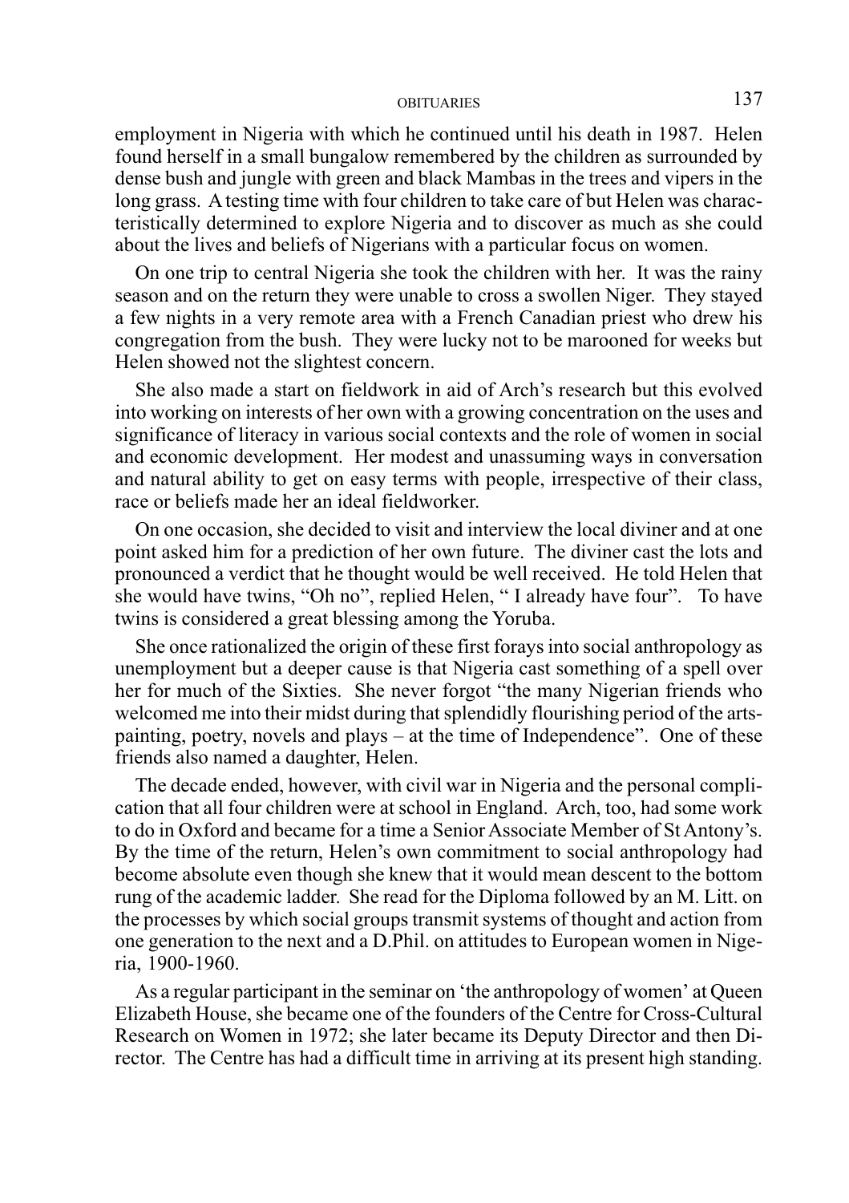employment in Nigeria with which he continued until his death in 1987. Helen found herself in a small bungalow remembered by the children as surrounded by dense bush and jungle with green and black Mambas in the trees and vipers in the long grass. A testing time with four children to take care of but Helen was characteristically determined to explore Nigeria and to discover as much as she could about the lives and beliefs of Nigerians with a particular focus on women.

On one trip to central Nigeria she took the children with her. It was the rainy season and on the return they were unable to cross a swollen Niger. They stayed a few nights in a very remote area with a French Canadian priest who drew his congregation from the bush. They were lucky not to be marooned for weeks but Helen showed not the slightest concern.

She also made a start on fieldwork in aid of Arch's research but this evolved into working on interests of her own with a growing concentration on the uses and significance of literacy in various social contexts and the role of women in social and economic development. Her modest and unassuming ways in conversation and natural ability to get on easy terms with people, irrespective of their class, race or beliefs made her an ideal fieldworker.

On one occasion, she decided to visit and interview the local diviner and at one point asked him for a prediction of her own future. The diviner cast the lots and pronounced a verdict that he thought would be well received. He told Helen that she would have twins, "Oh no", replied Helen, " I already have four". To have twins is considered a great blessing among the Yoruba.

She once rationalized the origin of these first forays into social anthropology as unemployment but a deeper cause is that Nigeria cast something of a spell over her for much of the Sixties. She never forgot "the many Nigerian friends who welcomed me into their midst during that splendidly flourishing period of the arts-painting, poetry, novels and plays – at the time of Independence". One of these friends also named a daughter, Helen.

The decade ended, however, with civil war in Nigeria and the personal complication that all four children were at school in England. Arch, too, had some work to do in Oxford and became for a time a Senior Associate Member of St Antony's. By the time of the return, Helen's own commitment to social anthropology had become absolute even though she knew that it would mean descent to the bottom rung of the academic ladder. She read for the Diploma followed by an M. Litt. on the processes by which social groups transmit systems of thought and action from one generation to the next and a D.Phil. on attitudes to European women in Nigeria, 1900-1960.

As a regular participant in the seminar on 'the anthropology of women' at Queen Elizabeth House, she became one of the founders of the Centre for Cross-Cultural Research on Women in 1972; she later became its Deputy Director and then Director. The Centre has had a difficult time in arriving at its present high standing.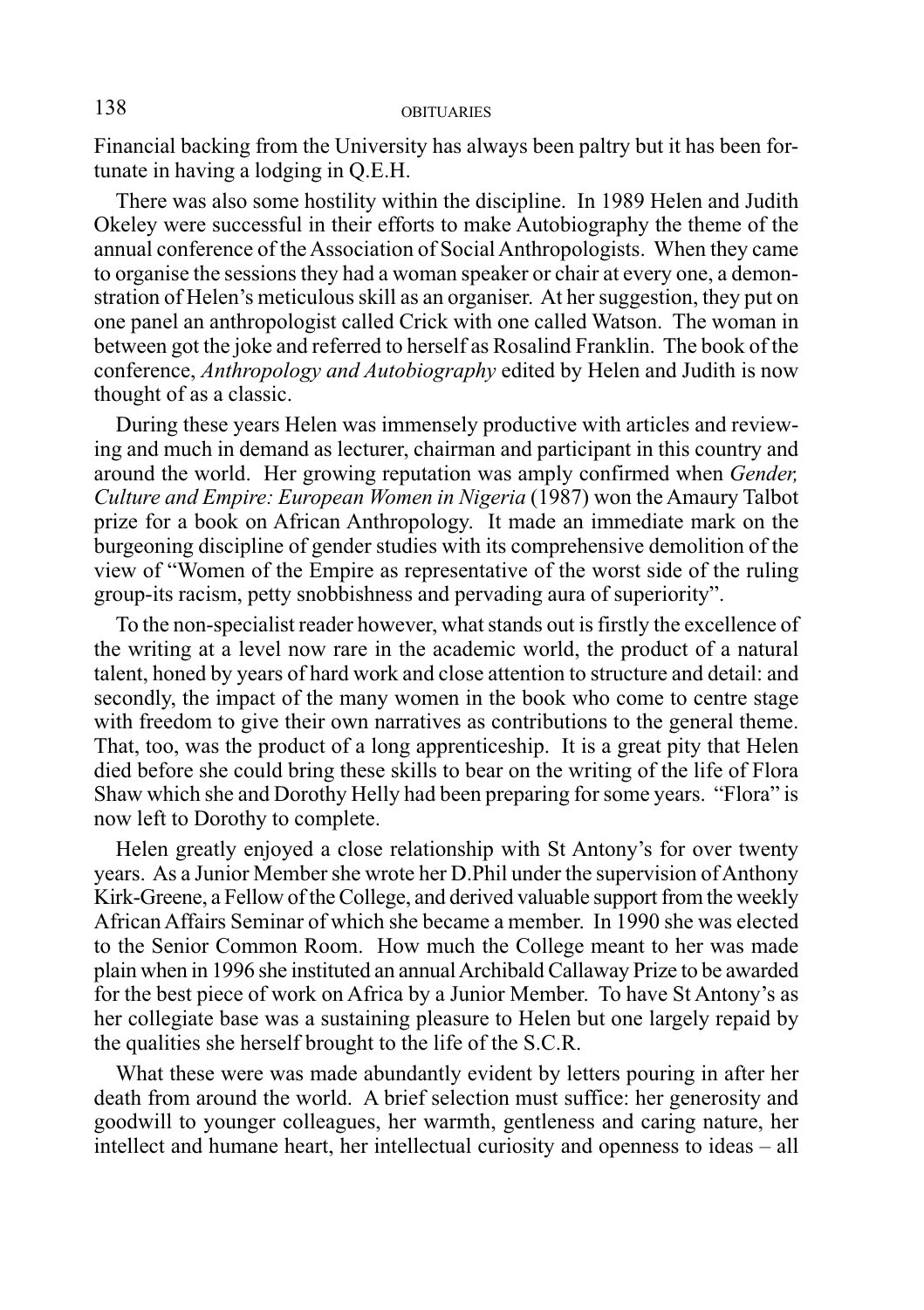Financial backing from the University has always been paltry but it has been fortunate in having a lodging in Q.E.H.

There was also some hostility within the discipline. In 1989 Helen and Judith Okeley were successful in their efforts to make Autobiography the theme of the annual conference of the Association of Social Anthropologists. When they came to organise the sessions they had a woman speaker or chair at every one, a demonstration of Helen's meticulous skill as an organiser. At her suggestion, they put on one panel an anthropologist called Crick with one called Watson. The woman in between got the joke and referred to herself as Rosalind Franklin. The book of the conference, *Anthropology and Autobiography* edited by Helen and Judith is now thought of as a classic.

During these years Helen was immensely productive with articles and reviewing and much in demand as lecturer, chairman and participant in this country and around the world. Her growing reputation was amply confirmed when *Gender, Culture and Empire: European Women in Nigeria* (1987) won the Amaury Talbot prize for a book on African Anthropology. It made an immediate mark on the burgeoning discipline of gender studies with its comprehensive demolition of the view of "Women of the Empire as representative of the worst side of the ruling group-its racism, petty snobbishness and pervading aura of superiority".

To the non-specialist reader however, what stands out is firstly the excellence of the writing at a level now rare in the academic world, the product of a natural talent, honed by years of hard work and close attention to structure and detail: and secondly, the impact of the many women in the book who come to centre stage with freedom to give their own narratives as contributions to the general theme. That, too, was the product of a long apprenticeship. It is a great pity that Helen died before she could bring these skills to bear on the writing of the life of Flora Shaw which she and Dorothy Helly had been preparing for some years. "Flora" is now left to Dorothy to complete.

Helen greatly enjoyed a close relationship with St Antony's for over twenty years. As a Junior Member she wrote her D.Phil under the supervision of Anthony Kirk-Greene, a Fellow of the College, and derived valuable support from the weekly African Affairs Seminar of which she became a member. In 1990 she was elected to the Senior Common Room. How much the College meant to her was made plain when in 1996 she instituted an annual Archibald Callaway Prize to be awarded for the best piece of work on Africa by a Junior Member. To have St Antony's as her collegiate base was a sustaining pleasure to Helen but one largely repaid by the qualities she herself brought to the life of the S.C.R.

What these were was made abundantly evident by letters pouring in after her death from around the world. A brief selection must suffice: her generosity and goodwill to younger colleagues, her warmth, gentleness and caring nature, her intellect and humane heart, her intellectual curiosity and openness to ideas – all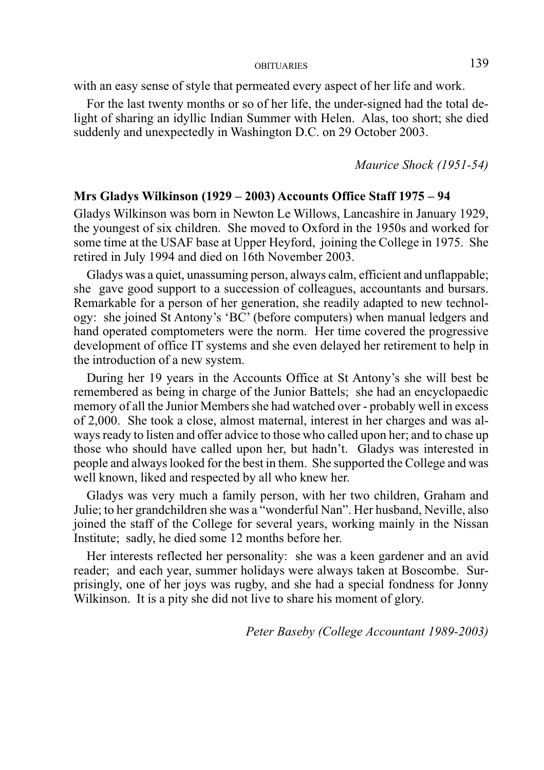with an easy sense of style that permeated every aspect of her life and work.

For the last twenty months or so of her life, the under-signed had the total delight of sharing an idyllic Indian Summer with Helen. Alas, too short; she died suddenly and unexpectedly in Washington D.C. on 29 October 2003.

*Maurice Shock (1951-54)*

**Mrs Gladys Wilkinson (1929 – 2003) Accounts Office Staff 1975 – 94**

Gladys Wilkinson was born in Newton Le Willows, Lancashire in January 1929, the youngest of six children. She moved to Oxford in the 1950s and worked for some time at the USAF base at Upper Heyford, joining the College in 1975. She retired in July 1994 and died on 16th November 2003.

Gladys was a quiet, unassuming person, always calm, efficient and unflappable; she gave good support to a succession of colleagues, accountants and bursars. Remarkable for a person of her generation, she readily adapted to new technology: she joined St Antony's 'BC' (before computers) when manual ledgers and hand operated comptometers were the norm. Her time covered the progressive development of office IT systems and she even delayed her retirement to help in the introduction of a new system.

During her 19 years in the Accounts Office at St Antony's she will best be remembered as being in charge of the Junior Battels; she had an encyclopaedic memory of all the Junior Members she had watched over - probably well in excess of 2,000. She took a close, almost maternal, interest in her charges and was always ready to listen and offer advice to those who called upon her; and to chase up those who should have called upon her, but hadn't. Gladys was interested in people and always looked for the best in them. She supported the College and was well known, liked and respected by all who knew her.

Gladys was very much a family person, with her two children, Graham and Julie; to her grandchildren she was a "wonderful Nan". Her husband, Neville, also joined the staff of the College for several years, working mainly in the Nissan Institute; sadly, he died some 12 months before her.

Her interests reflected her personality: she was a keen gardener and an avid reader; and each year, summer holidays were always taken at Boscombe. Surprisingly, one of her joys was rugby, and she had a special fondness for Jonny Wilkinson. It is a pity she did not live to share his moment of glory.

*Peter Baseby (College Accountant 1989-2003)*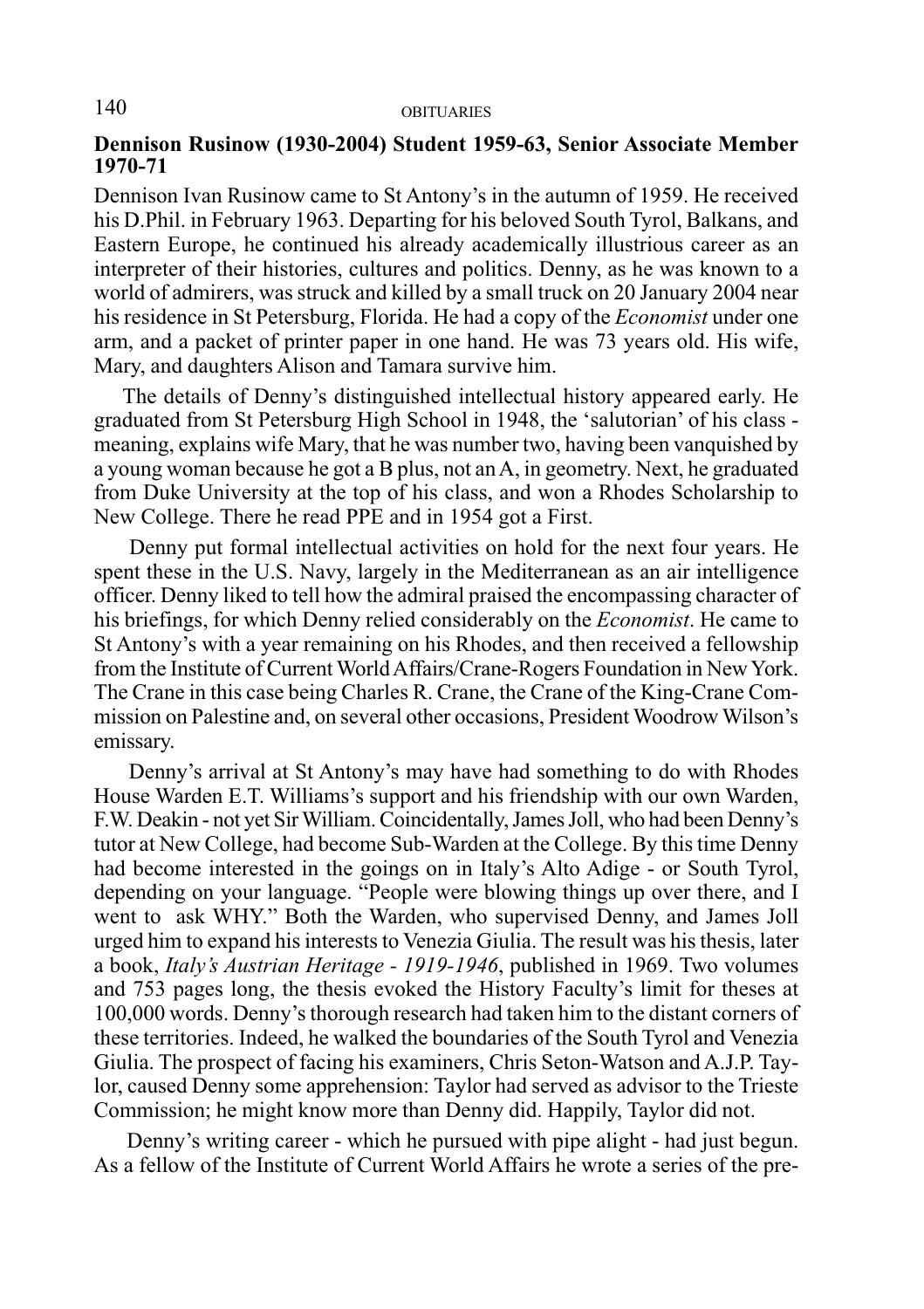**Dennison Rusinow (1930-2004) Student 1959-63, Senior Associate Member 1970-71**

Dennison Ivan Rusinow came to St Antony's in the autumn of 1959. He received his D.Phil. in February 1963. Departing for his beloved South Tyrol, Balkans, and Eastern Europe, he continued his already academically illustrious career as an interpreter of their histories, cultures and politics. Denny, as he was known to a world of admirers, was struck and killed by a small truck on 20 January 2004 near his residence in St Petersburg, Florida. He had a copy of the *Economist* under one arm, and a packet of printer paper in one hand. He was 73 years old. His wife, Mary, and daughters Alison and Tamara survive him.

The details of Denny's distinguished intellectual history appeared early. He graduated from St Petersburg High School in 1948, the 'salutorian' of his class - meaning, explains wife Mary, that he was number two, having been vanquished by a young woman because he got a B plus, not an A, in geometry. Next, he graduated from Duke University at the top of his class, and won a Rhodes Scholarship to New College. There he read PPE and in 1954 got a First.

Denny put formal intellectual activities on hold for the next four years. He spent these in the U.S. Navy, largely in the Mediterranean as an air intelligence officer. Denny liked to tell how the admiral praised the encompassing character of his briefings, for which Denny relied considerably on the *Economist*. He came to St Antony's with a year remaining on his Rhodes, and then received a fellowship from the Institute of Current World Affairs/Crane-Rogers Foundation in New York. The Crane in this case being Charles R. Crane, the Crane of the King-Crane Commission on Palestine and, on several other occasions, President Woodrow Wilson's emissary.

Denny's arrival at St Antony's may have had something to do with Rhodes House Warden E.T. Williams's support and his friendship with our own Warden, F.W. Deakin - not yet Sir William. Coincidentally, James Joll, who had been Denny's tutor at New College, had become Sub-Warden at the College. By this time Denny had become interested in the goings on in Italy's Alto Adige - or South Tyrol, depending on your language. "People were blowing things up over there, and I went to ask WHY." Both the Warden, who supervised Denny, and James Joll urged him to expand his interests to Venezia Giulia. The result was his thesis, later a book, *Italy's Austrian Heritage - 1919-1946*, published in 1969. Two volumes and 753 pages long, the thesis evoked the History Faculty's limit for theses at 100,000 words. Denny's thorough research had taken him to the distant corners of these territories. Indeed, he walked the boundaries of the South Tyrol and Venezia Giulia. The prospect of facing his examiners, Chris Seton-Watson and A.J.P. Taylor, caused Denny some apprehension: Taylor had served as advisor to the Trieste Commission; he might know more than Denny did. Happily, Taylor did not.

Denny's writing career - which he pursued with pipe alight - had just begun. As a fellow of the Institute of Current World Affairs he wrote a series of the pre-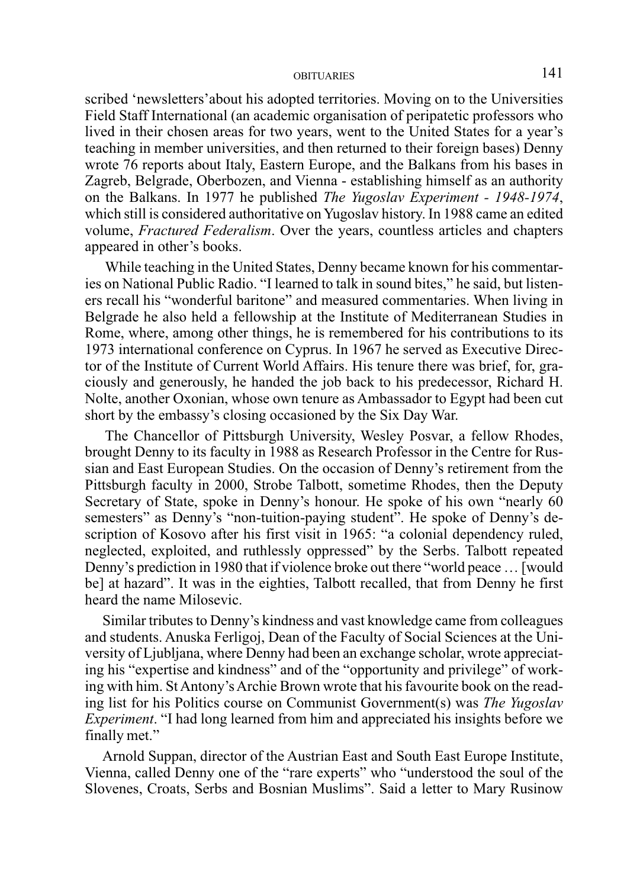scribed 'newsletters'about his adopted territories. Moving on to the Universities Field Staff International (an academic organisation of peripatetic professors who lived in their chosen areas for two years, went to the United States for a year's teaching in member universities, and then returned to their foreign bases) Denny wrote 76 reports about Italy, Eastern Europe, and the Balkans from his bases in Zagreb, Belgrade, Oberbozen, and Vienna - establishing himself as an authority on the Balkans. In 1977 he published *The Yugoslav Experiment - 1948-1974*, which still is considered authoritative on Yugoslav history. In 1988 came an edited volume, *Fractured Federalism*. Over the years, countless articles and chapters appeared in other's books.

While teaching in the United States, Denny became known for his commentaries on National Public Radio. "I learned to talk in sound bites," he said, but listeners recall his "wonderful baritone" and measured commentaries. When living in Belgrade he also held a fellowship at the Institute of Mediterranean Studies in Rome, where, among other things, he is remembered for his contributions to its 1973 international conference on Cyprus. In 1967 he served as Executive Director of the Institute of Current World Affairs. His tenure there was brief, for, graciously and generously, he handed the job back to his predecessor, Richard H. Nolte, another Oxonian, whose own tenure as Ambassador to Egypt had been cut short by the embassy's closing occasioned by the Six Day War.

The Chancellor of Pittsburgh University, Wesley Posvar, a fellow Rhodes, brought Denny to its faculty in 1988 as Research Professor in the Centre for Russian and East European Studies. On the occasion of Denny's retirement from the Pittsburgh faculty in 2000, Strobe Talbott, sometime Rhodes, then the Deputy Secretary of State, spoke in Denny's honour. He spoke of his own "nearly 60 semesters" as Denny's "non-tuition-paying student". He spoke of Denny's description of Kosovo after his first visit in 1965: "a colonial dependency ruled, neglected, exploited, and ruthlessly oppressed" by the Serbs. Talbott repeated Denny's prediction in 1980 that if violence broke out there "world peace … [would be] at hazard". It was in the eighties, Talbott recalled, that from Denny he first heard the name Milosevic.

Similar tributes to Denny's kindness and vast knowledge came from colleagues and students. Anuska Ferligoj, Dean of the Faculty of Social Sciences at the University of Ljubljana, where Denny had been an exchange scholar, wrote appreciating his "expertise and kindness" and of the "opportunity and privilege" of working with him. St Antony's Archie Brown wrote that his favourite book on the reading list for his Politics course on Communist Government(s) was *The Yugoslav Experiment*. "I had long learned from him and appreciated his insights before we finally met."

Arnold Suppan, director of the Austrian East and South East Europe Institute, Vienna, called Denny one of the "rare experts" who "understood the soul of the Slovenes, Croats, Serbs and Bosnian Muslims". Said a letter to Mary Rusinow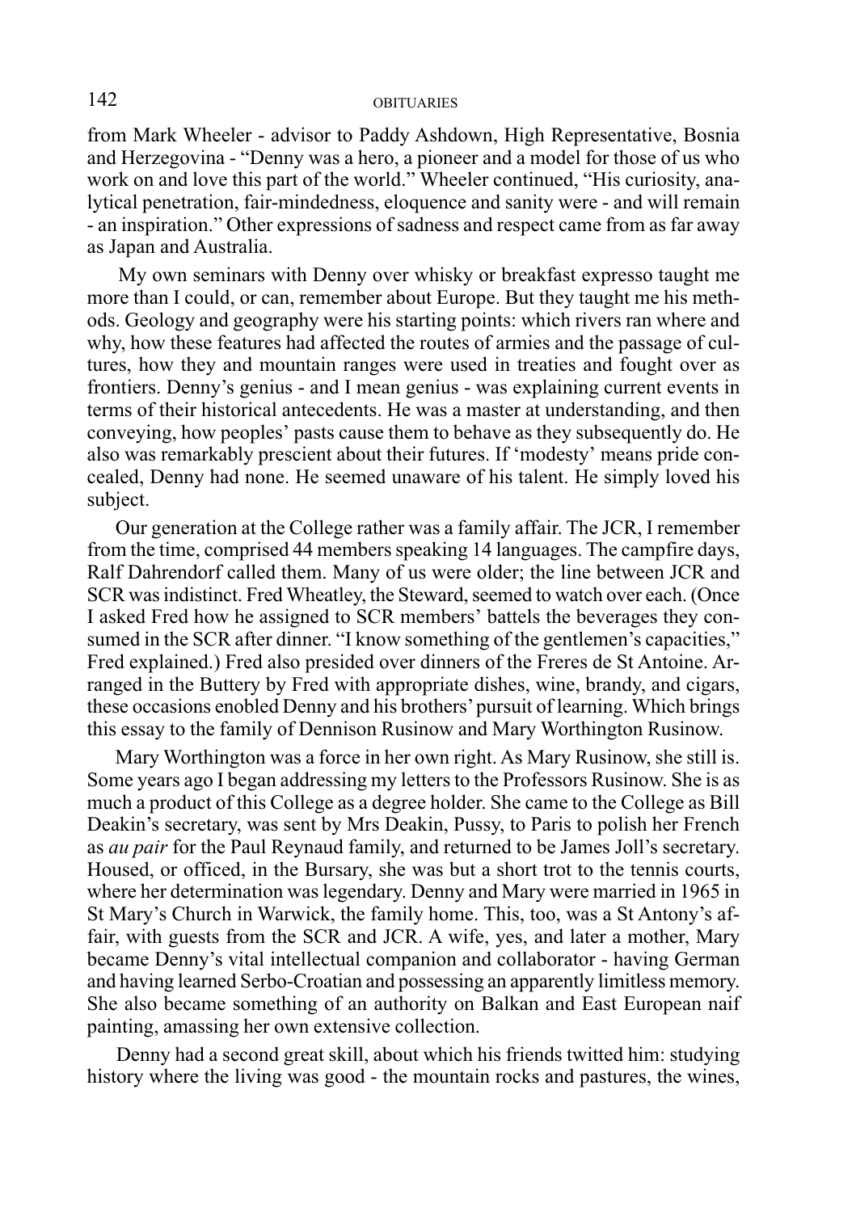from Mark Wheeler - advisor to Paddy Ashdown, High Representative, Bosnia and Herzegovina - "Denny was a hero, a pioneer and a model for those of us who work on and love this part of the world." Wheeler continued, "His curiosity, analytical penetration, fair-mindedness, eloquence and sanity were - and will remain - an inspiration." Other expressions of sadness and respect came from as far away as Japan and Australia.

My own seminars with Denny over whisky or breakfast expresso taught me more than I could, or can, remember about Europe. But they taught me his methods. Geology and geography were his starting points: which rivers ran where and why, how these features had affected the routes of armies and the passage of cultures, how they and mountain ranges were used in treaties and fought over as frontiers. Denny's genius - and I mean genius - was explaining current events in terms of their historical antecedents. He was a master at understanding, and then conveying, how peoples' pasts cause them to behave as they subsequently do. He also was remarkably prescient about their futures. If 'modesty' means pride concealed, Denny had none. He seemed unaware of his talent. He simply loved his subject.

Our generation at the College rather was a family affair. The JCR, I remember from the time, comprised 44 members speaking 14 languages. The campfire days, Ralf Dahrendorf called them. Many of us were older; the line between JCR and SCR was indistinct. Fred Wheatley, the Steward, seemed to watch over each. (Once I asked Fred how he assigned to SCR members' battels the beverages they consumed in the SCR after dinner. "I know something of the gentlemen's capacities," Fred explained.) Fred also presided over dinners of the Freres de St Antoine. Arranged in the Buttery by Fred with appropriate dishes, wine, brandy, and cigars, these occasions enobled Denny and his brothers' pursuit of learning. Which brings this essay to the family of Dennison Rusinow and Mary Worthington Rusinow.

Mary Worthington was a force in her own right. As Mary Rusinow, she still is. Some years ago I began addressing my letters to the Professors Rusinow. She is as much a product of this College as a degree holder. She came to the College as Bill Deakin's secretary, was sent by Mrs Deakin, Pussy, to Paris to polish her French as *au pair* for the Paul Reynaud family, and returned to be James Joll's secretary. Housed, or officed, in the Bursary, she was but a short trot to the tennis courts, where her determination was legendary. Denny and Mary were married in 1965 in St Mary's Church in Warwick, the family home. This, too, was a St Antony's affair, with guests from the SCR and JCR. A wife, yes, and later a mother, Mary became Denny's vital intellectual companion and collaborator - having German and having learned Serbo-Croatian and possessing an apparently limitless memory. She also became something of an authority on Balkan and East European naif painting, amassing her own extensive collection.

Denny had a second great skill, about which his friends twitted him: studying history where the living was good - the mountain rocks and pastures, the wines,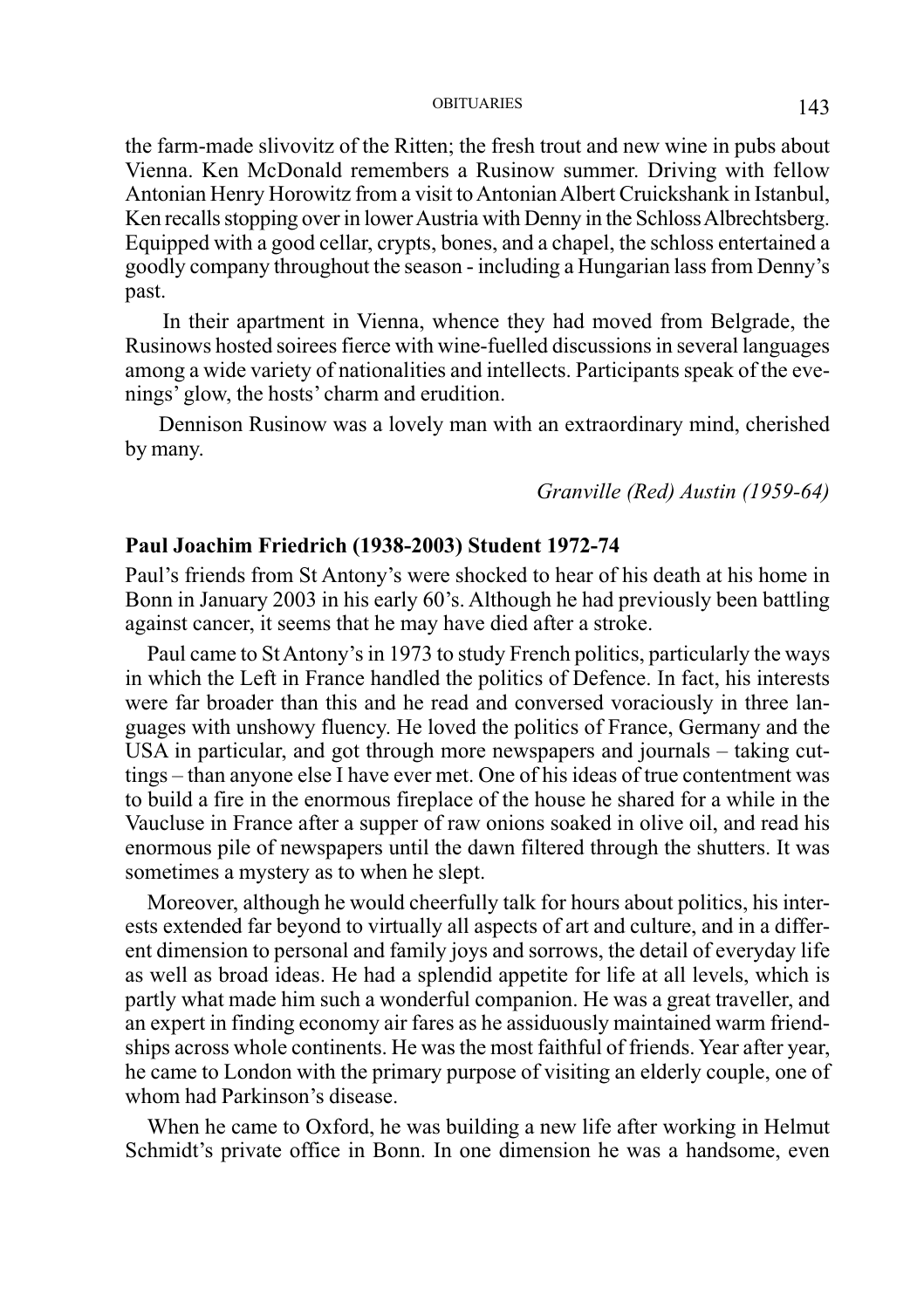the farm-made slivovitz of the Ritten; the fresh trout and new wine in pubs about Vienna. Ken McDonald remembers a Rusinow summer. Driving with fellow Antonian Henry Horowitz from a visit to Antonian Albert Cruickshank in Istanbul, Ken recalls stopping over in lower Austria with Denny in the Schloss Albrechtsberg. Equipped with a good cellar, crypts, bones, and a chapel, the schloss entertained a goodly company throughout the season - including a Hungarian lass from Denny's past.

In their apartment in Vienna, whence they had moved from Belgrade, the Rusinows hosted soirees fierce with wine-fuelled discussions in several languages among a wide variety of nationalities and intellects. Participants speak of the evenings' glow, the hosts' charm and erudition.

Dennison Rusinow was a lovely man with an extraordinary mind, cherished by many.

*Granville (Red) Austin (1959-64)*

**Paul Joachim Friedrich (1938-2003) Student 1972-74**

Paul's friends from St Antony's were shocked to hear of his death at his home in Bonn in January 2003 in his early 60's. Although he had previously been battling against cancer, it seems that he may have died after a stroke.

Paul came to St Antony's in 1973 to study French politics, particularly the ways in which the Left in France handled the politics of Defence. In fact, his interests were far broader than this and he read and conversed voraciously in three languages with unshowy fluency. He loved the politics of France, Germany and the USA in particular, and got through more newspapers and journals – taking cuttings – than anyone else I have ever met. One of his ideas of true contentment was to build a fire in the enormous fireplace of the house he shared for a while in the Vaucluse in France after a supper of raw onions soaked in olive oil, and read his enormous pile of newspapers until the dawn filtered through the shutters. It was sometimes a mystery as to when he slept.

Moreover, although he would cheerfully talk for hours about politics, his interests extended far beyond to virtually all aspects of art and culture, and in a different dimension to personal and family joys and sorrows, the detail of everyday life as well as broad ideas. He had a splendid appetite for life at all levels, which is partly what made him such a wonderful companion. He was a great traveller, and an expert in finding economy air fares as he assiduously maintained warm friendships across whole continents. He was the most faithful of friends. Year after year, he came to London with the primary purpose of visiting an elderly couple, one of whom had Parkinson's disease.

When he came to Oxford, he was building a new life after working in Helmut Schmidt's private office in Bonn. In one dimension he was a handsome, even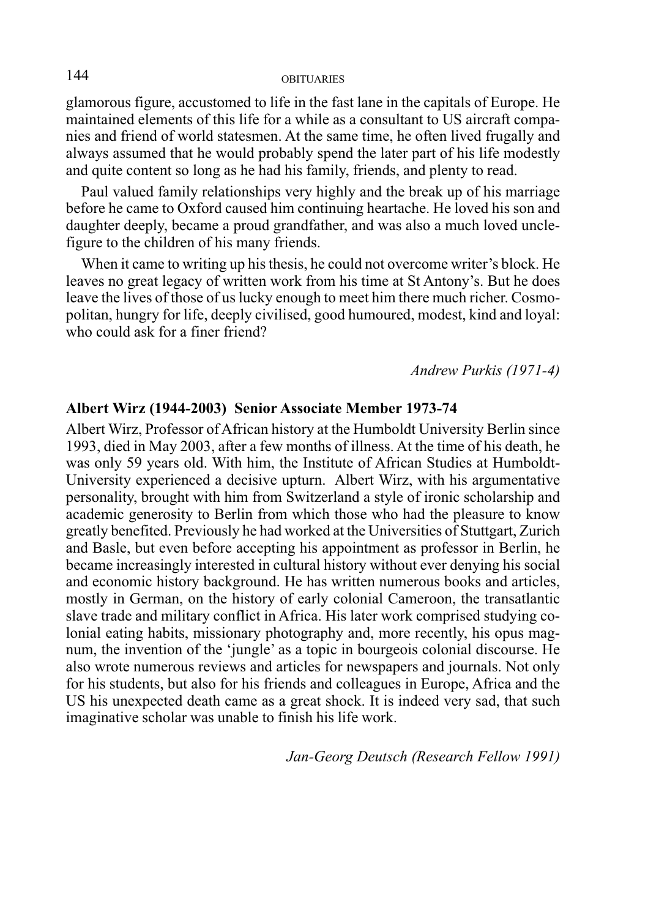glamorous figure, accustomed to life in the fast lane in the capitals of Europe. He maintained elements of this life for a while as a consultant to US aircraft companies and friend of world statesmen. At the same time, he often lived frugally and always assumed that he would probably spend the later part of his life modestly and quite content so long as he had his family, friends, and plenty to read.

Paul valued family relationships very highly and the break up of his marriage before he came to Oxford caused him continuing heartache. He loved his son and daughter deeply, became a proud grandfather, and was also a much loved uncle-figure to the children of his many friends.

When it came to writing up his thesis, he could not overcome writer's block. He leaves no great legacy of written work from his time at St Antony's. But he does leave the lives of those of us lucky enough to meet him there much richer. Cosmopolitan, hungry for life, deeply civilised, good humoured, modest, kind and loyal: who could ask for a finer friend?

*Andrew Purkis (1971-4)*

**Albert Wirz (1944-2003) Senior Associate Member 1973-74**

Albert Wirz, Professor of African history at the Humboldt University Berlin since 1993, died in May 2003, after a few months of illness. At the time of his death, he was only 59 years old. With him, the Institute of African Studies at Humboldt-University experienced a decisive upturn. Albert Wirz, with his argumentative personality, brought with him from Switzerland a style of ironic scholarship and academic generosity to Berlin from which those who had the pleasure to know greatly benefited. Previously he had worked at the Universities of Stuttgart, Zurich and Basle, but even before accepting his appointment as professor in Berlin, he became increasingly interested in cultural history without ever denying his social and economic history background. He has written numerous books and articles, mostly in German, on the history of early colonial Cameroon, the transatlantic slave trade and military conflict in Africa. His later work comprised studying colonial eating habits, missionary photography and, more recently, his opus magnum, the invention of the 'jungle' as a topic in bourgeois colonial discourse. He also wrote numerous reviews and articles for newspapers and journals. Not only for his students, but also for his friends and colleagues in Europe, Africa and the US his unexpected death came as a great shock. It is indeed very sad, that such imaginative scholar was unable to finish his life work.

*Jan-Georg Deutsch (Research Fellow 1991)*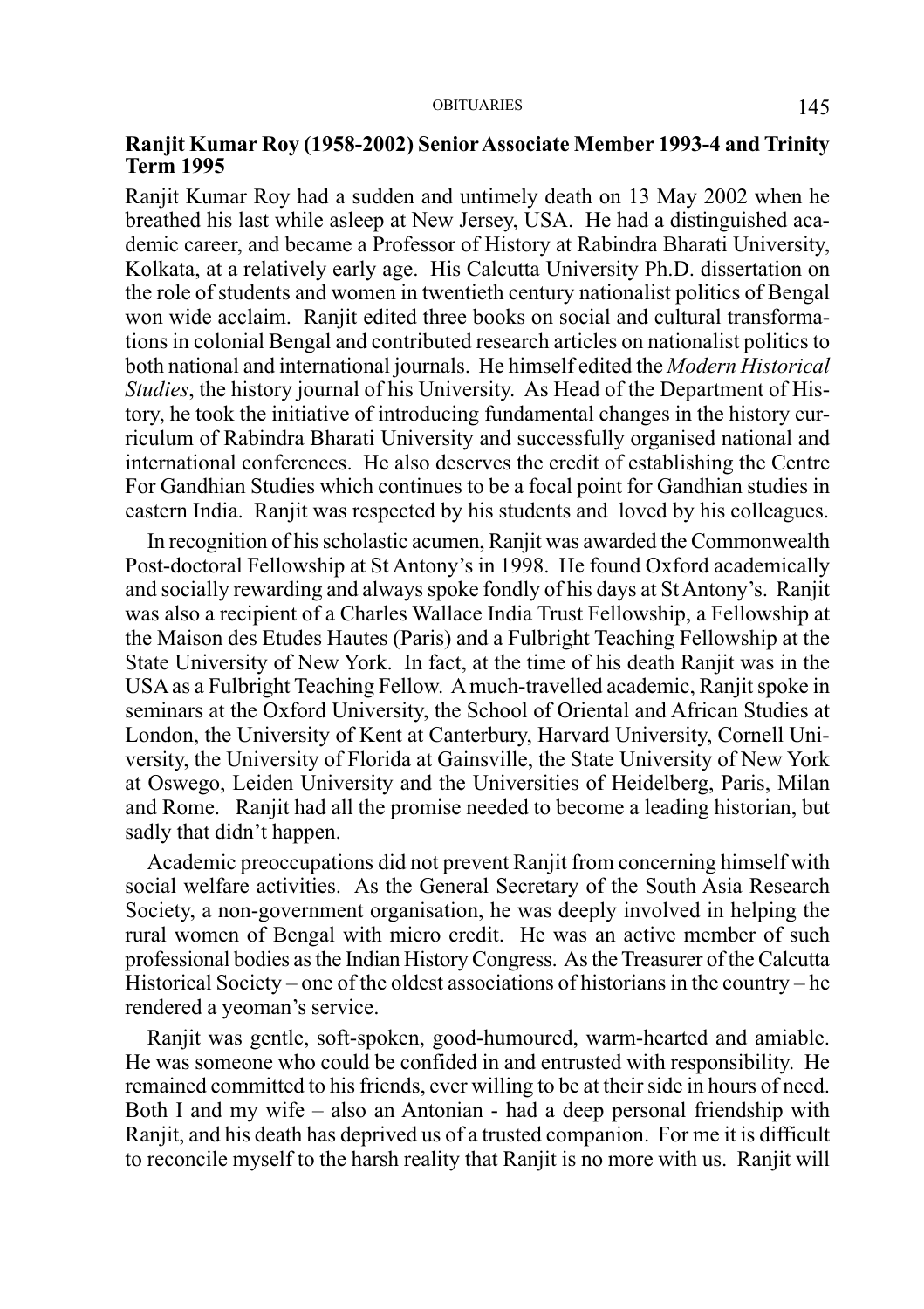**Ranjit Kumar Roy (1958-2002) Senior Associate Member 1993-4 and Trinity Term 1995**

Ranjit Kumar Roy had a sudden and untimely death on 13 May 2002 when he breathed his last while asleep at New Jersey, USA. He had a distinguished academic career, and became a Professor of History at Rabindra Bharati University, Kolkata, at a relatively early age. His Calcutta University Ph.D. dissertation on the role of students and women in twentieth century nationalist politics of Bengal won wide acclaim. Ranjit edited three books on social and cultural transformations in colonial Bengal and contributed research articles on nationalist politics to both national and international journals. He himself edited the *Modern Historical Studies*, the history journal of his University. As Head of the Department of History, he took the initiative of introducing fundamental changes in the history curriculum of Rabindra Bharati University and successfully organised national and international conferences. He also deserves the credit of establishing the Centre For Gandhian Studies which continues to be a focal point for Gandhian studies in eastern India. Ranjit was respected by his students and loved by his colleagues.

In recognition of his scholastic acumen, Ranjit was awarded the Commonwealth Post-doctoral Fellowship at St Antony's in 1998. He found Oxford academically and socially rewarding and always spoke fondly of his days at St Antony's. Ranjit was also a recipient of a Charles Wallace India Trust Fellowship, a Fellowship at the Maison des Etudes Hautes (Paris) and a Fulbright Teaching Fellowship at the State University of New York. In fact, at the time of his death Ranjit was in the USA as a Fulbright Teaching Fellow. A much-travelled academic, Ranjit spoke in seminars at the Oxford University, the School of Oriental and African Studies at London, the University of Kent at Canterbury, Harvard University, Cornell University, the University of Florida at Gainsville, the State University of New York at Oswego, Leiden University and the Universities of Heidelberg, Paris, Milan and Rome. Ranjit had all the promise needed to become a leading historian, but sadly that didn't happen.

Academic preoccupations did not prevent Ranjit from concerning himself with social welfare activities. As the General Secretary of the South Asia Research Society, a non-government organisation, he was deeply involved in helping the rural women of Bengal with micro credit. He was an active member of such professional bodies as the Indian History Congress. As the Treasurer of the Calcutta Historical Society – one of the oldest associations of historians in the country – he rendered a yeoman's service.

Ranjit was gentle, soft-spoken, good-humoured, warm-hearted and amiable. He was someone who could be confided in and entrusted with responsibility. He remained committed to his friends, ever willing to be at their side in hours of need. Both I and my wife – also an Antonian - had a deep personal friendship with Ranjit, and his death has deprived us of a trusted companion. For me it is difficult to reconcile myself to the harsh reality that Ranjit is no more with us. Ranjit will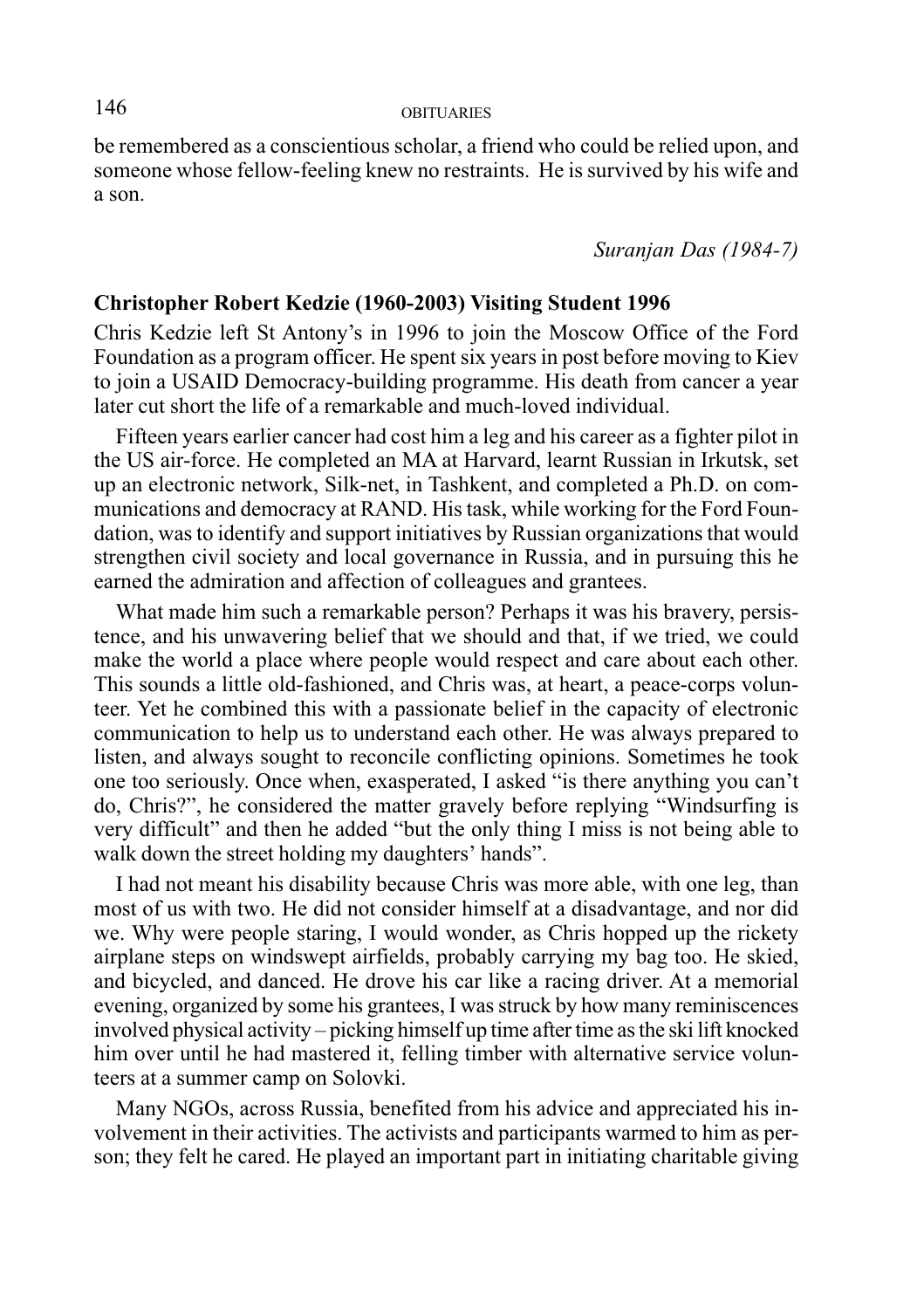be remembered as a conscientious scholar, a friend who could be relied upon, and someone whose fellow-feeling knew no restraints. He is survived by his wife and a son.

*Suranjan Das (1984-7)*

**Christopher Robert Kedzie (1960-2003) Visiting Student 1996**

Chris Kedzie left St Antony's in 1996 to join the Moscow Office of the Ford Foundation as a program officer. He spent six years in post before moving to Kiev to join a USAID Democracy-building programme. His death from cancer a year later cut short the life of a remarkable and much-loved individual.

Fifteen years earlier cancer had cost him a leg and his career as a fighter pilot in the US air-force. He completed an MA at Harvard, learnt Russian in Irkutsk, set up an electronic network, Silk-net, in Tashkent, and completed a Ph.D. on communications and democracy at RAND. His task, while working for the Ford Foundation, was to identify and support initiatives by Russian organizations that would strengthen civil society and local governance in Russia, and in pursuing this he earned the admiration and affection of colleagues and grantees.

What made him such a remarkable person? Perhaps it was his bravery, persistence, and his unwavering belief that we should and that, if we tried, we could make the world a place where people would respect and care about each other. This sounds a little old-fashioned, and Chris was, at heart, a peace-corps volunteer. Yet he combined this with a passionate belief in the capacity of electronic communication to help us to understand each other. He was always prepared to listen, and always sought to reconcile conflicting opinions. Sometimes he took one too seriously. Once when, exasperated, I asked "is there anything you can't do, Chris?", he considered the matter gravely before replying "Windsurfing is very difficult" and then he added "but the only thing I miss is not being able to walk down the street holding my daughters' hands".

I had not meant his disability because Chris was more able, with one leg, than most of us with two. He did not consider himself at a disadvantage, and nor did we. Why were people staring, I would wonder, as Chris hopped up the rickety airplane steps on windswept airfields, probably carrying my bag too. He skied, and bicycled, and danced. He drove his car like a racing driver. At a memorial evening, organized by some his grantees, I was struck by how many reminiscences involved physical activity – picking himself up time after time as the ski lift knocked him over until he had mastered it, felling timber with alternative service volunteers at a summer camp on Solovki.

Many NGOs, across Russia, benefited from his advice and appreciated his involvement in their activities. The activists and participants warmed to him as person; they felt he cared. He played an important part in initiating charitable giving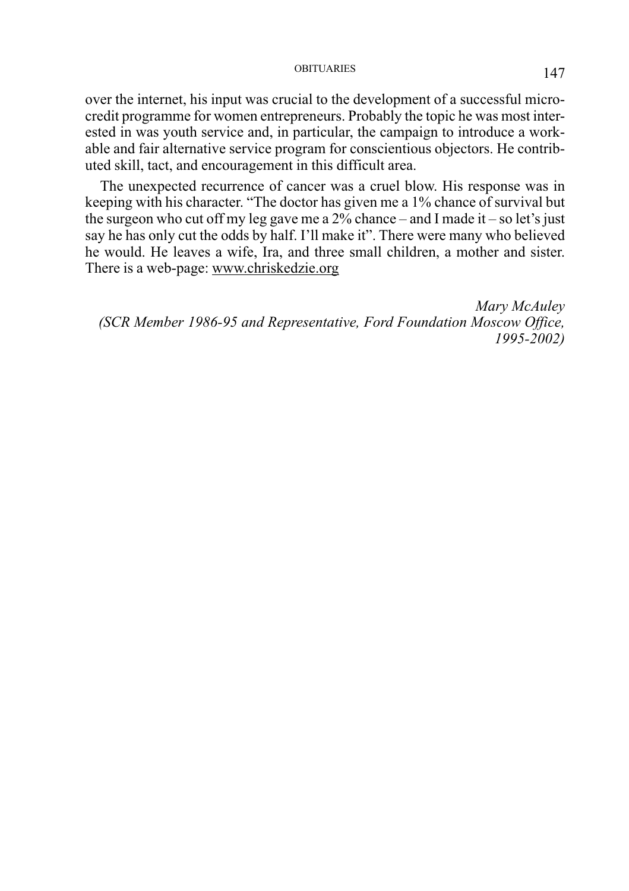over the internet, his input was crucial to the development of a successful micro-credit programme for women entrepreneurs. Probably the topic he was most interested in was youth service and, in particular, the campaign to introduce a workable and fair alternative service program for conscientious objectors. He contributed skill, tact, and encouragement in this difficult area.

The unexpected recurrence of cancer was a cruel blow. His response was in keeping with his character. "The doctor has given me a 1% chance of survival but the surgeon who cut off my leg gave me a 2% chance – and I made it – so let's just say he has only cut the odds by half. I'll make it". There were many who believed he would. He leaves a wife, Ira, and three small children, a mother and sister. There is a web-page: www.chriskedzie.org

*Mary McAuley*
*(SCR Member 1986-95 and Representative, Ford Foundation Moscow Office, 1995-2002)*